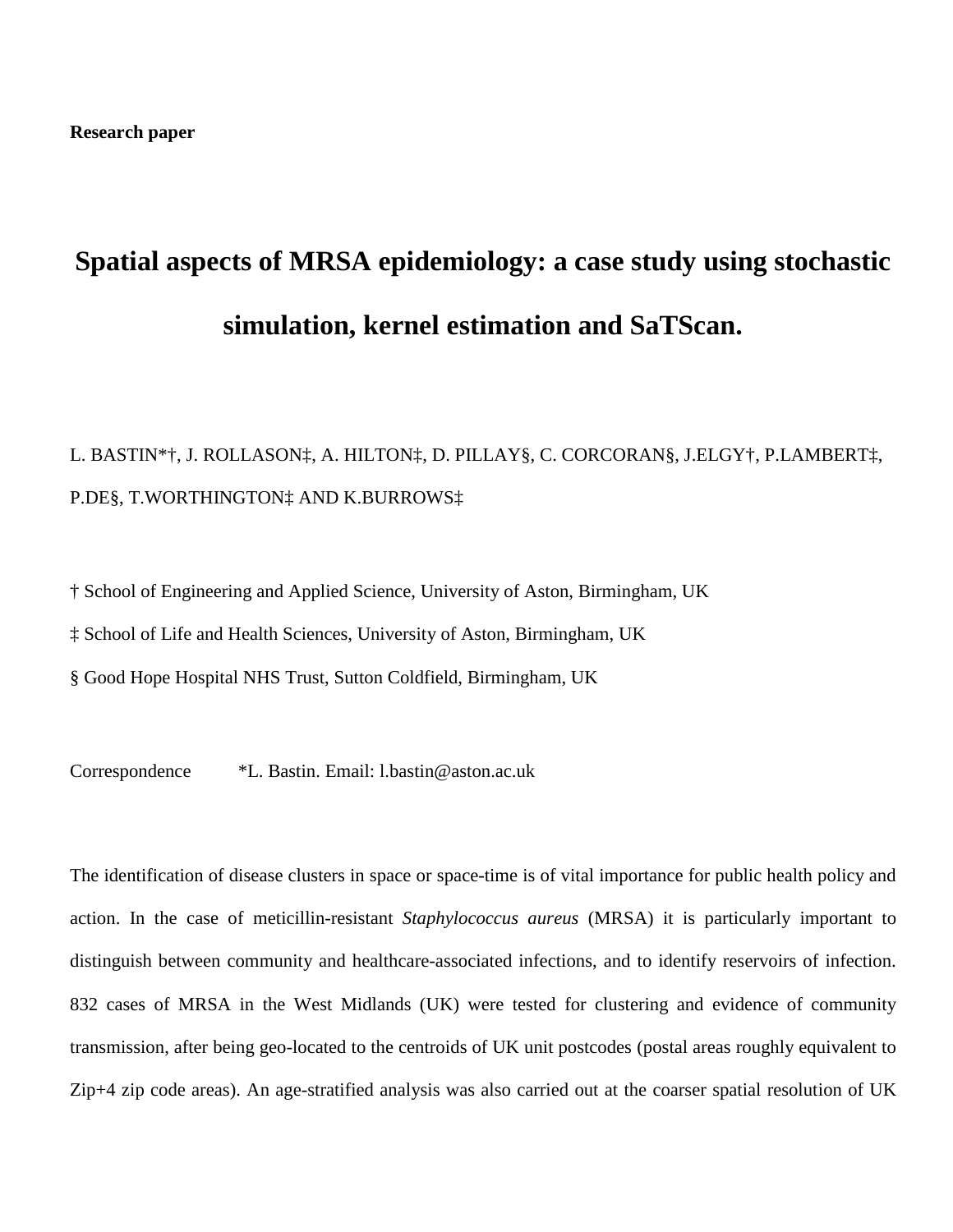**Research paper**

# Spatial aspects of MRSA epidemiology: a case study using stochastic simulation, kernel estimation and SaTScan.

L. BASTIN*†, J. ROLLASON‡, A. HILTON‡, D. PILLAY§, C. CORCORAN§, J.ELGY†, P.LAMBERT‡, P.DE§, T.WORTHINGTON‡ AND K.BURROWS‡

† School of Engineering and Applied Science, University of Aston, Birmingham, UK

‡ School of Life and Health Sciences, University of Aston, Birmingham, UK

§ Good Hope Hospital NHS Trust, Sutton Coldfield, Birmingham, UK

Correspondence *L. Bastin. Email: l.bastin@aston.ac.uk

The identification of disease clusters in space or space-time is of vital importance for public health policy and action. In the case of meticillin-resistant *Staphylococcus aureus* (MRSA) it is particularly important to distinguish between community and healthcare-associated infections, and to identify reservoirs of infection. 832 cases of MRSA in the West Midlands (UK) were tested for clustering and evidence of community transmission, after being geo-located to the centroids of UK unit postcodes (postal areas roughly equivalent to Zip+4 zip code areas). An age-stratified analysis was also carried out at the coarser spatial resolution of UK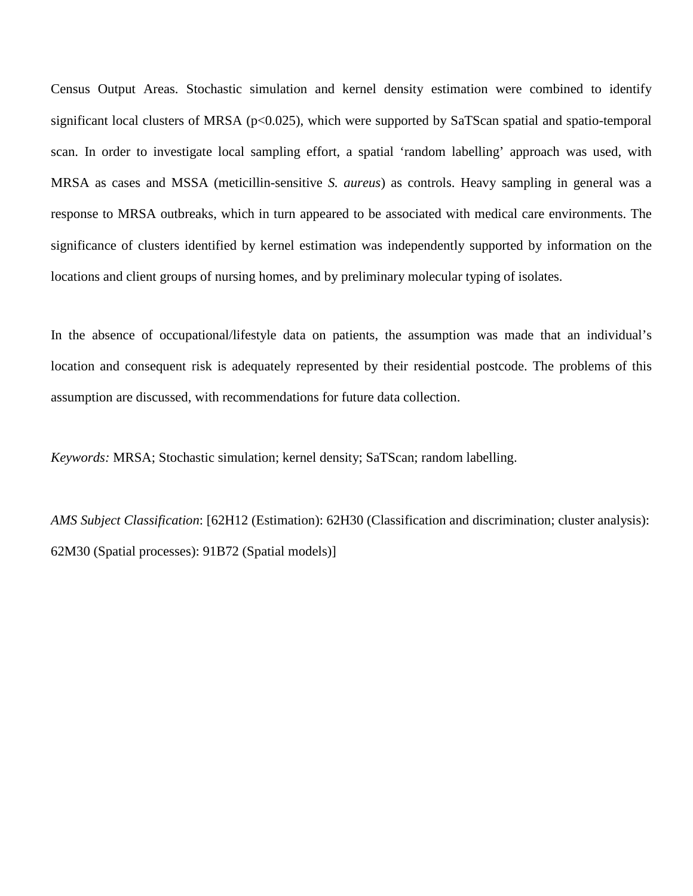Census Output Areas. Stochastic simulation and kernel density estimation were combined to identify significant local clusters of MRSA ($p<0.025$), which were supported by SaTScan spatial and spatio-temporal scan. In order to investigate local sampling effort, a spatial 'random labelling' approach was used, with MRSA as cases and MSSA (meticillin-sensitive *S. aureus*) as controls. Heavy sampling in general was a response to MRSA outbreaks, which in turn appeared to be associated with medical care environments. The significance of clusters identified by kernel estimation was independently supported by information on the locations and client groups of nursing homes, and by preliminary molecular typing of isolates.

In the absence of occupational/lifestyle data on patients, the assumption was made that an individual's location and consequent risk is adequately represented by their residential postcode. The problems of this assumption are discussed, with recommendations for future data collection.

*Keywords:* MRSA; Stochastic simulation; kernel density; SaTScan; random labelling.

*AMS Subject Classification*: [62H12 (Estimation): 62H30 (Classification and discrimination; cluster analysis): 62M30 (Spatial processes): 91B72 (Spatial models)]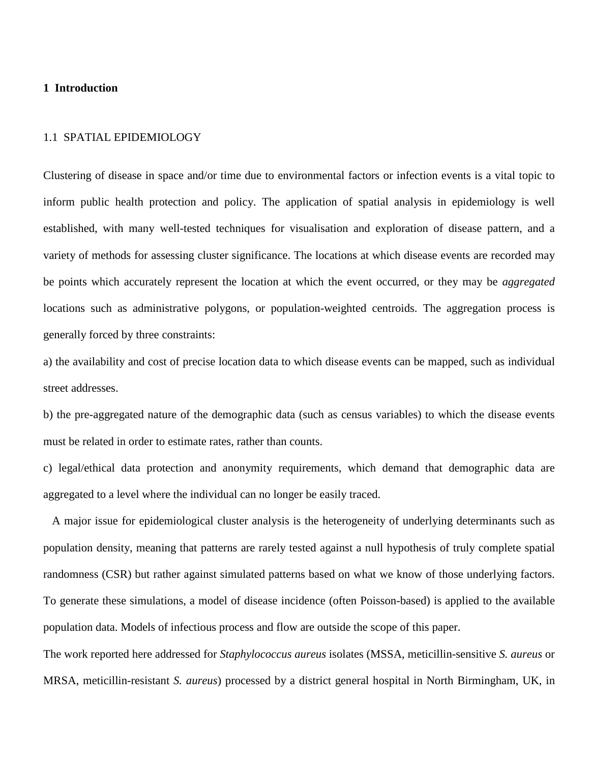# 1 Introduction

## 1.1 SPATIAL EPIDEMIOLOGY

Clustering of disease in space and/or time due to environmental factors or infection events is a vital topic to inform public health protection and policy. The application of spatial analysis in epidemiology is well established, with many well-tested techniques for visualisation and exploration of disease pattern, and a variety of methods for assessing cluster significance. The locations at which disease events are recorded may be points which accurately represent the location at which the event occurred, or they may be *aggregated* locations such as administrative polygons, or population-weighted centroids. The aggregation process is generally forced by three constraints:

a) the availability and cost of precise location data to which disease events can be mapped, such as individual street addresses.

b) the pre-aggregated nature of the demographic data (such as census variables) to which the disease events must be related in order to estimate rates, rather than counts.

c) legal/ethical data protection and anonymity requirements, which demand that demographic data are aggregated to a level where the individual can no longer be easily traced.

A major issue for epidemiological cluster analysis is the heterogeneity of underlying determinants such as population density, meaning that patterns are rarely tested against a null hypothesis of truly complete spatial randomness (CSR) but rather against simulated patterns based on what we know of those underlying factors. To generate these simulations, a model of disease incidence (often Poisson-based) is applied to the available population data. Models of infectious process and flow are outside the scope of this paper.

The work reported here addressed for *Staphylococcus aureus* isolates (MSSA, meticillin-sensitive *S. aureus* or MRSA, meticillin-resistant *S. aureus*) processed by a district general hospital in North Birmingham, UK, in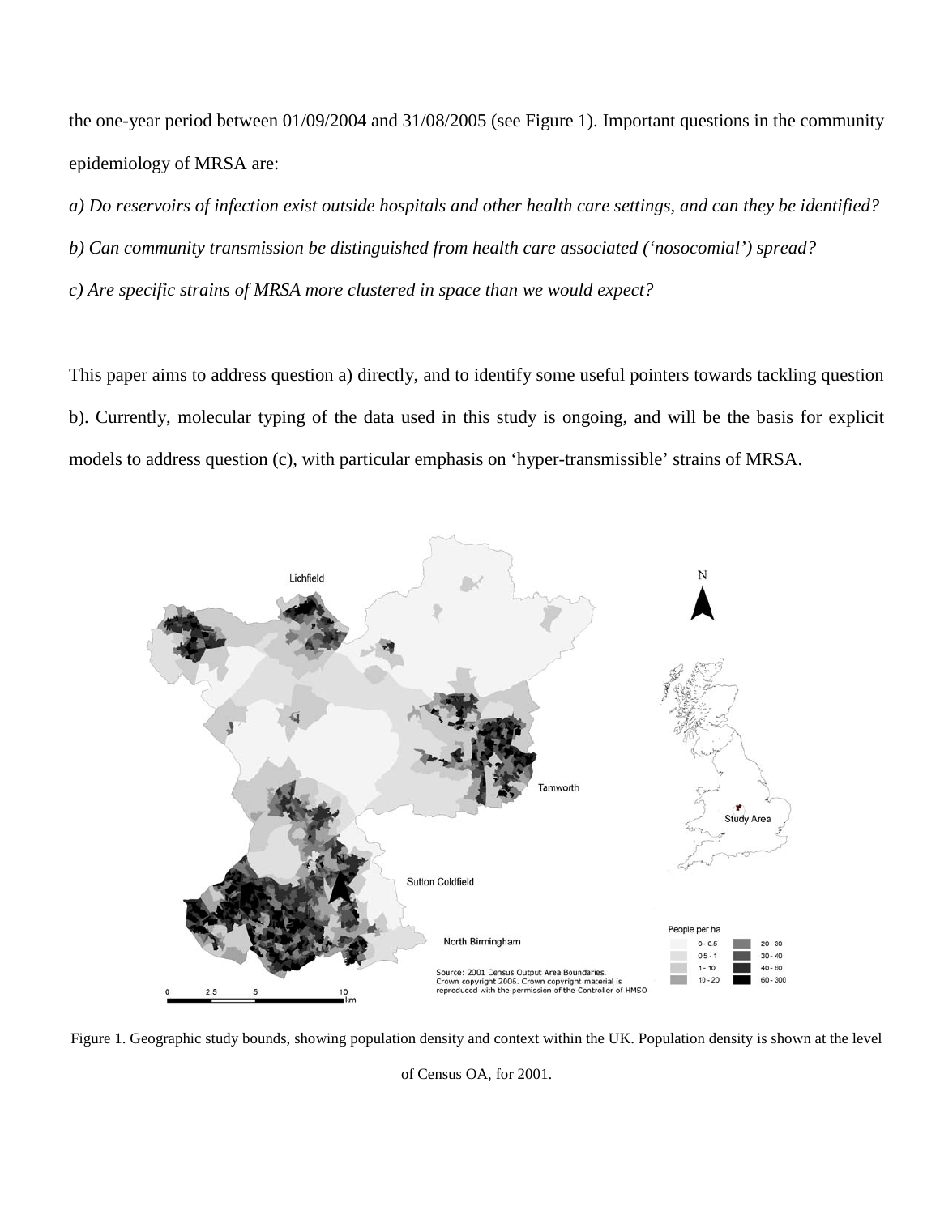the one-year period between 01/09/2004 and 31/08/2005 (see Figure 1). Important questions in the community epidemiology of MRSA are:

*a) Do reservoirs of infection exist outside hospitals and other health care settings, and can they be identified?*

*b) Can community transmission be distinguished from health care associated ('nosocomial') spread?*

*c) Are specific strains of MRSA more clustered in space than we would expect?*

This paper aims to address question a) directly, and to identify some useful pointers towards tackling question b). Currently, molecular typing of the data used in this study is ongoing, and will be the basis for explicit models to address question (c), with particular emphasis on 'hyper-transmissible' strains of MRSA.

Figure 1. Geographic study bounds, showing population density and context within the UK. Population density is shown at the level of Census OA, for 2001.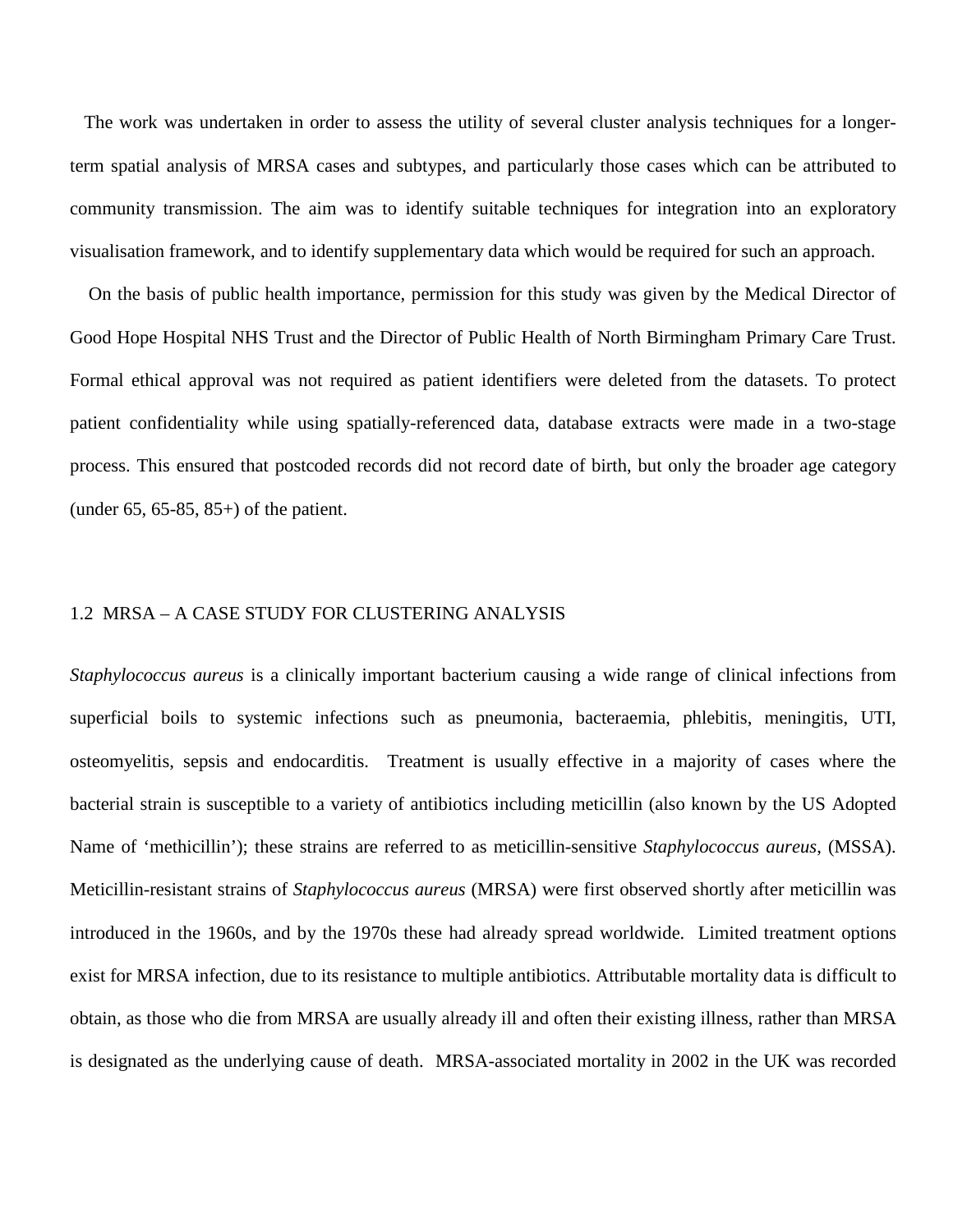The work was undertaken in order to assess the utility of several cluster analysis techniques for a longer-term spatial analysis of MRSA cases and subtypes, and particularly those cases which can be attributed to community transmission. The aim was to identify suitable techniques for integration into an exploratory visualisation framework, and to identify supplementary data which would be required for such an approach.

On the basis of public health importance, permission for this study was given by the Medical Director of Good Hope Hospital NHS Trust and the Director of Public Health of North Birmingham Primary Care Trust. Formal ethical approval was not required as patient identifiers were deleted from the datasets. To protect patient confidentiality while using spatially-referenced data, database extracts were made in a two-stage process. This ensured that postcoded records did not record date of birth, but only the broader age category (under 65, 65-85, 85+) of the patient.

## 1.2 MRSA – A CASE STUDY FOR CLUSTERING ANALYSIS

*Staphylococcus aureus* is a clinically important bacterium causing a wide range of clinical infections from superficial boils to systemic infections such as pneumonia, bacteraemia, phlebitis, meningitis, UTI, osteomyelitis, sepsis and endocarditis. Treatment is usually effective in a majority of cases where the bacterial strain is susceptible to a variety of antibiotics including meticillin (also known by the US Adopted Name of 'methicillin'); these strains are referred to as meticillin-sensitive *Staphylococcus aureus*, (MSSA). Meticillin-resistant strains of *Staphylococcus aureus* (MRSA) were first observed shortly after meticillin was introduced in the 1960s, and by the 1970s these had already spread worldwide. Limited treatment options exist for MRSA infection, due to its resistance to multiple antibiotics. Attributable mortality data is difficult to obtain, as those who die from MRSA are usually already ill and often their existing illness, rather than MRSA is designated as the underlying cause of death. MRSA-associated mortality in 2002 in the UK was recorded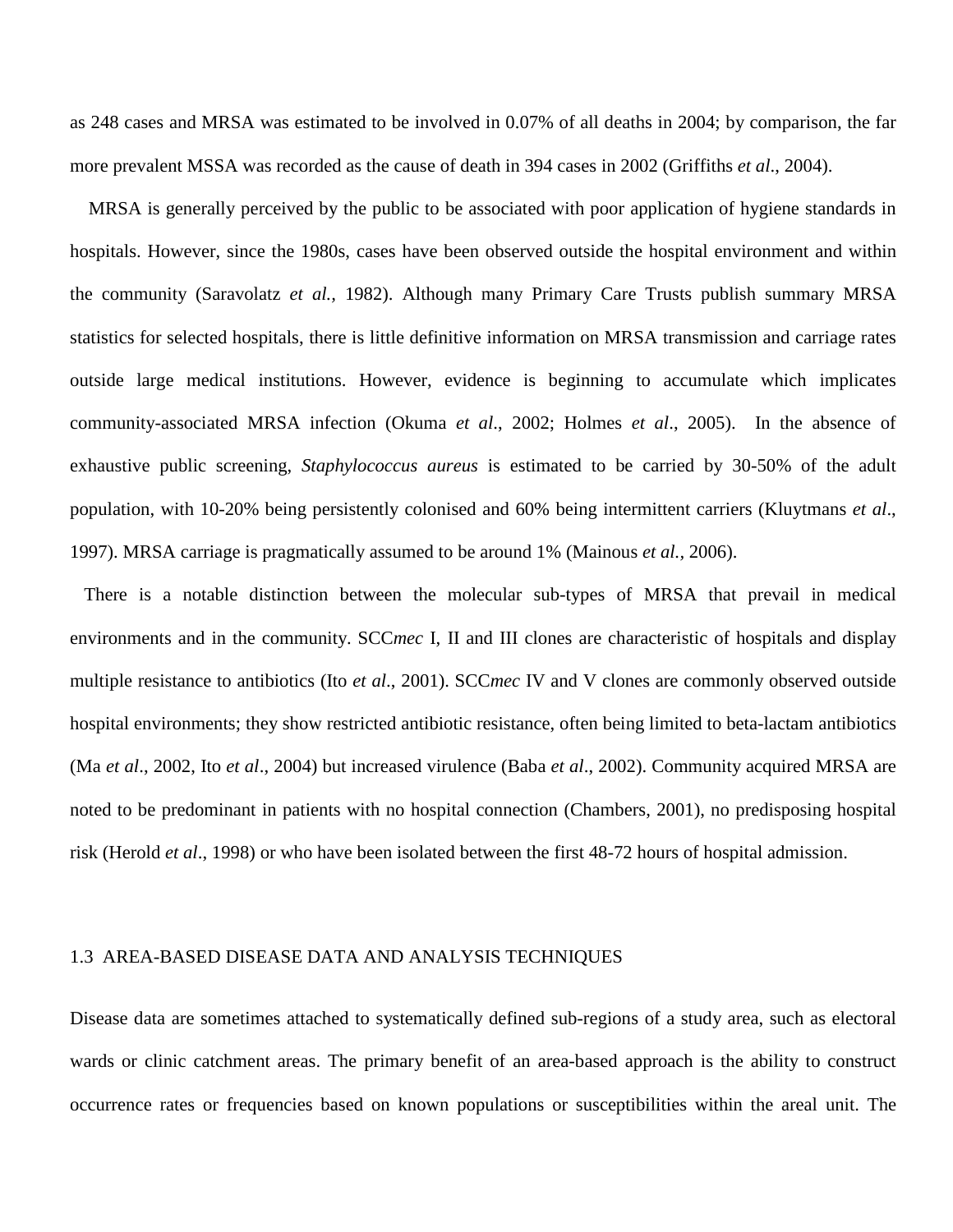as 248 cases and MRSA was estimated to be involved in 0.07% of all deaths in 2004; by comparison, the far more prevalent MSSA was recorded as the cause of death in 394 cases in 2002 (Griffiths *et al*., 2004).

MRSA is generally perceived by the public to be associated with poor application of hygiene standards in hospitals. However, since the 1980s, cases have been observed outside the hospital environment and within the community (Saravolatz *et al.*, 1982). Although many Primary Care Trusts publish summary MRSA statistics for selected hospitals, there is little definitive information on MRSA transmission and carriage rates outside large medical institutions. However, evidence is beginning to accumulate which implicates community-associated MRSA infection (Okuma *et al*., 2002; Holmes *et al*., 2005). In the absence of exhaustive public screening, *Staphylococcus aureus* is estimated to be carried by 30-50% of the adult population, with 10-20% being persistently colonised and 60% being intermittent carriers (Kluytmans *et al*., 1997). MRSA carriage is pragmatically assumed to be around 1% (Mainous *et al.*, 2006).

There is a notable distinction between the molecular sub-types of MRSA that prevail in medical environments and in the community. SCC*mec* I, II and III clones are characteristic of hospitals and display multiple resistance to antibiotics (Ito *et al*., 2001). SCC*mec* IV and V clones are commonly observed outside hospital environments; they show restricted antibiotic resistance, often being limited to beta-lactam antibiotics (Ma *et al*., 2002, Ito *et al*., 2004) but increased virulence (Baba *et al*., 2002). Community acquired MRSA are noted to be predominant in patients with no hospital connection (Chambers, 2001), no predisposing hospital risk (Herold *et al*., 1998) or who have been isolated between the first 48-72 hours of hospital admission.

## 1.3 AREA-BASED DISEASE DATA AND ANALYSIS TECHNIQUES

Disease data are sometimes attached to systematically defined sub-regions of a study area, such as electoral wards or clinic catchment areas. The primary benefit of an area-based approach is the ability to construct occurrence rates or frequencies based on known populations or susceptibilities within the areal unit. The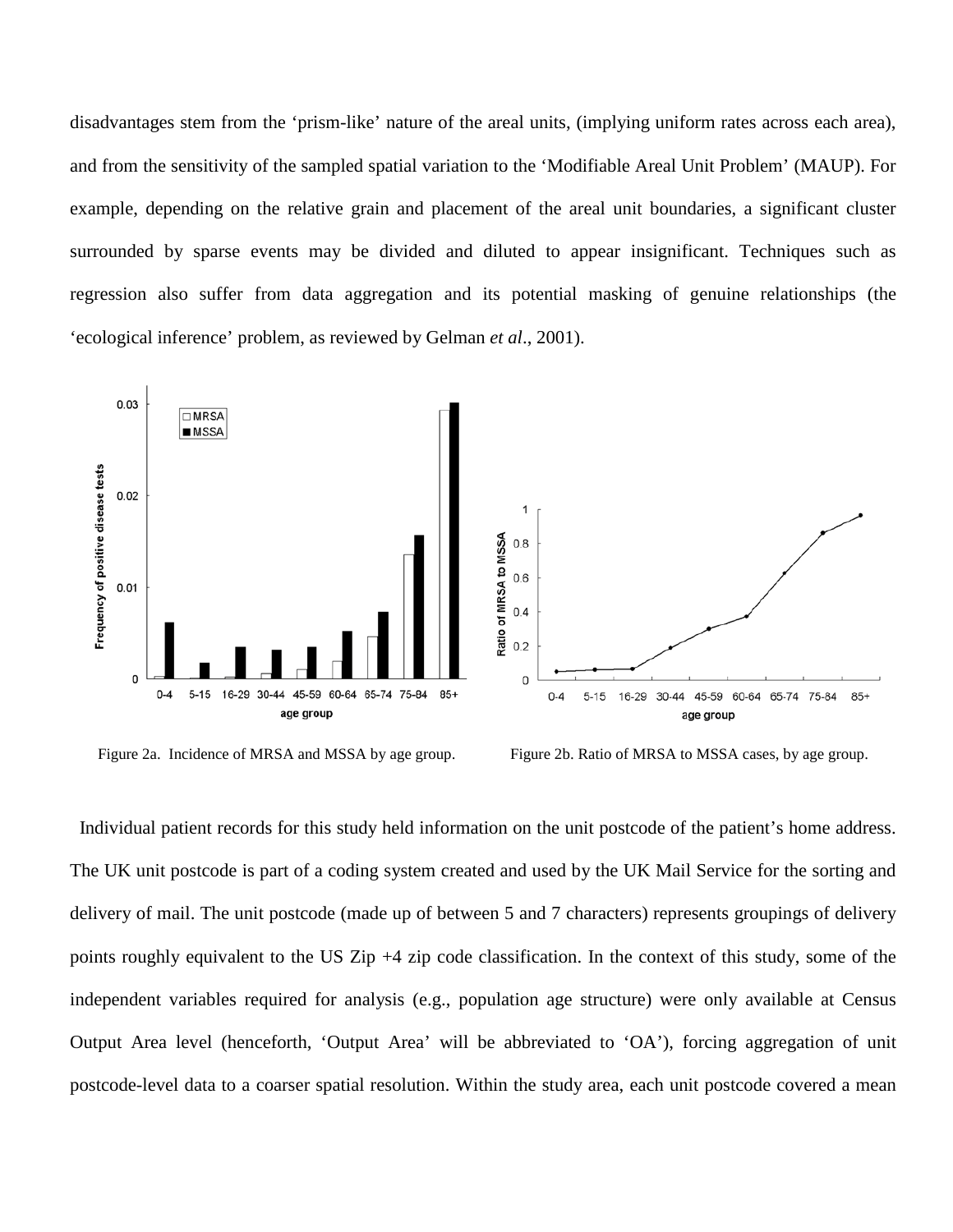disadvantages stem from the 'prism-like' nature of the areal units, (implying uniform rates across each area), and from the sensitivity of the sampled spatial variation to the 'Modifiable Areal Unit Problem' (MAUP). For example, depending on the relative grain and placement of the areal unit boundaries, a significant cluster surrounded by sparse events may be divided and diluted to appear insignificant. Techniques such as regression also suffer from data aggregation and its potential masking of genuine relationships (the 'ecological inference' problem, as reviewed by Gelman *et al*., 2001).

Figure 2a. Incidence of MRSA and MSSA by age group.

Figure 2b. Ratio of MRSA to MSSA cases, by age group.

Individual patient records for this study held information on the unit postcode of the patient's home address. The UK unit postcode is part of a coding system created and used by the UK Mail Service for the sorting and delivery of mail. The unit postcode (made up of between 5 and 7 characters) represents groupings of delivery points roughly equivalent to the US Zip +4 zip code classification. In the context of this study, some of the independent variables required for analysis (e.g., population age structure) were only available at Census Output Area level (henceforth, 'Output Area' will be abbreviated to 'OA'), forcing aggregation of unit postcode-level data to a coarser spatial resolution. Within the study area, each unit postcode covered a mean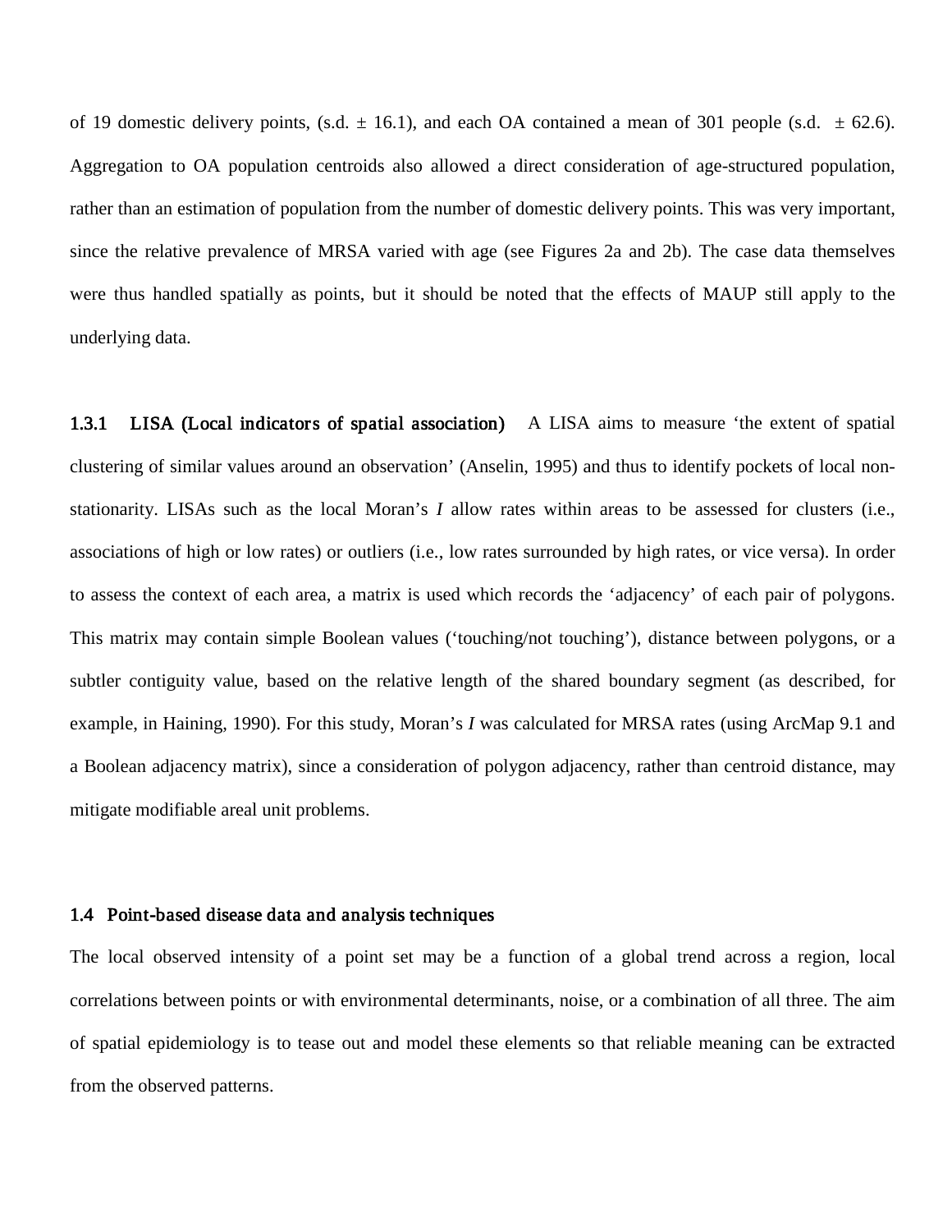of 19 domestic delivery points, (s.d. ± 16.1), and each OA contained a mean of 301 people (s.d. ± 62.6). Aggregation to OA population centroids also allowed a direct consideration of age-structured population, rather than an estimation of population from the number of domestic delivery points. This was very important, since the relative prevalence of MRSA varied with age (see Figures 2a and 2b). The case data themselves were thus handled spatially as points, but it should be noted that the effects of MAUP still apply to the underlying data.

**1.3.1 LISA (Local indicators of spatial association)** A LISA aims to measure 'the extent of spatial clustering of similar values around an observation' (Anselin, 1995) and thus to identify pockets of local non-stationarity. LISAs such as the local Moran's *I* allow rates within areas to be assessed for clusters (i.e., associations of high or low rates) or outliers (i.e., low rates surrounded by high rates, or vice versa). In order to assess the context of each area, a matrix is used which records the 'adjacency' of each pair of polygons. This matrix may contain simple Boolean values ('touching/not touching'), distance between polygons, or a subtler contiguity value, based on the relative length of the shared boundary segment (as described, for example, in Haining, 1990). For this study, Moran's *I* was calculated for MRSA rates (using ArcMap 9.1 and a Boolean adjacency matrix), since a consideration of polygon adjacency, rather than centroid distance, may mitigate modifiable areal unit problems.

### 1.4 Point-based disease data and analysis techniques

The local observed intensity of a point set may be a function of a global trend across a region, local correlations between points or with environmental determinants, noise, or a combination of all three. The aim of spatial epidemiology is to tease out and model these elements so that reliable meaning can be extracted from the observed patterns.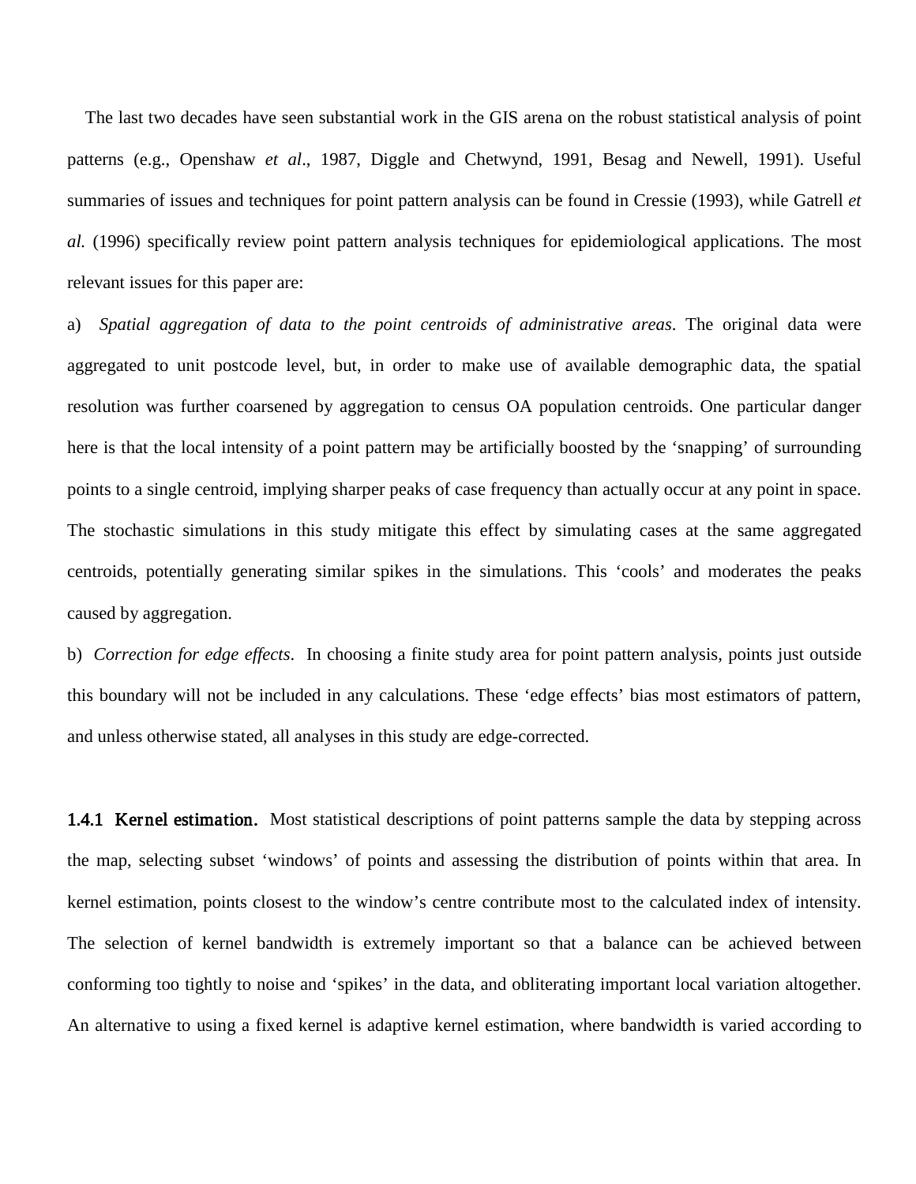The last two decades have seen substantial work in the GIS arena on the robust statistical analysis of point patterns (e.g., Openshaw *et al*., 1987, Diggle and Chetwynd, 1991, Besag and Newell, 1991). Useful summaries of issues and techniques for point pattern analysis can be found in Cressie (1993), while Gatrell *et al.* (1996) specifically review point pattern analysis techniques for epidemiological applications. The most relevant issues for this paper are:

a) *Spatial aggregation of data to the point centroids of administrative areas*. The original data were aggregated to unit postcode level, but, in order to make use of available demographic data, the spatial resolution was further coarsened by aggregation to census OA population centroids. One particular danger here is that the local intensity of a point pattern may be artificially boosted by the 'snapping' of surrounding points to a single centroid, implying sharper peaks of case frequency than actually occur at any point in space. The stochastic simulations in this study mitigate this effect by simulating cases at the same aggregated centroids, potentially generating similar spikes in the simulations. This 'cools' and moderates the peaks caused by aggregation.

b) *Correction for edge effects*. In choosing a finite study area for point pattern analysis, points just outside this boundary will not be included in any calculations. These 'edge effects' bias most estimators of pattern, and unless otherwise stated, all analyses in this study are edge-corrected.

**1.4.1 Kernel estimation.** Most statistical descriptions of point patterns sample the data by stepping across the map, selecting subset 'windows' of points and assessing the distribution of points within that area. In kernel estimation, points closest to the window's centre contribute most to the calculated index of intensity. The selection of kernel bandwidth is extremely important so that a balance can be achieved between conforming too tightly to noise and 'spikes' in the data, and obliterating important local variation altogether. An alternative to using a fixed kernel is adaptive kernel estimation, where bandwidth is varied according to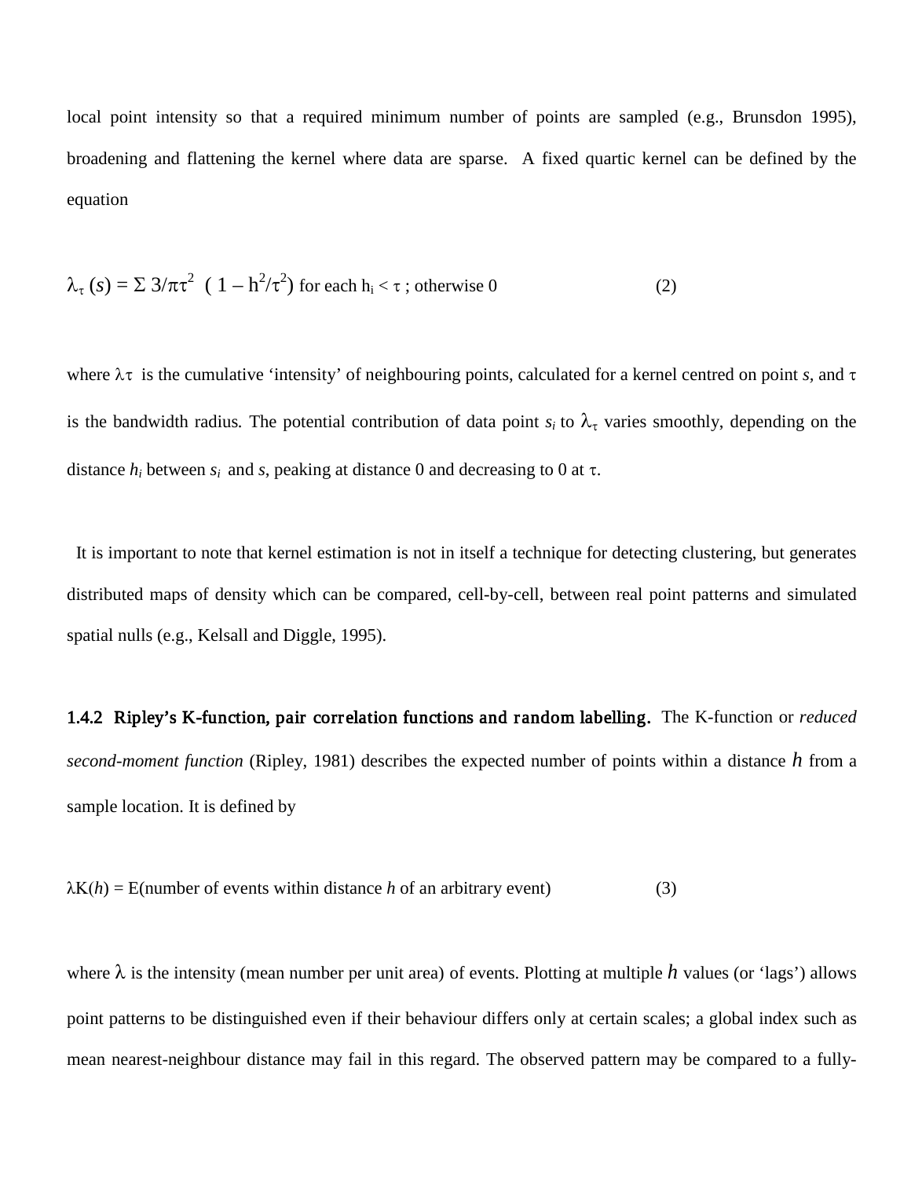local point intensity so that a required minimum number of points are sampled (e.g., Brunsdon 1995), broadening and flattening the kernel where data are sparse. A fixed quartic kernel can be defined by the equation

$$\lambda_\tau (s) = \Sigma\ 3/\pi\tau^2 \ \left( 1 - h^2/\tau^2 \right) \text{ for each } h_i < \tau \text{ ; otherwise } 0 \qquad (2)$$

where $\lambda\tau$ is the cumulative 'intensity' of neighbouring points, calculated for a kernel centred on point *s*, and $\tau$ is the bandwidth radius. The potential contribution of data point $s_i$ to $\lambda_\tau$ varies smoothly, depending on the distance $h_i$ between $s_i$ and *s*, peaking at distance 0 and decreasing to 0 at $\tau$.

It is important to note that kernel estimation is not in itself a technique for detecting clustering, but generates distributed maps of density which can be compared, cell-by-cell, between real point patterns and simulated spatial nulls (e.g., Kelsall and Diggle, 1995).

**1.4.2 Ripley's K-function, pair correlation functions and random labelling.** The K-function or *reduced second-moment function* (Ripley, 1981) describes the expected number of points within a distance $h$ from a sample location. It is defined by

$$\lambda K(h) = E(\text{number of events within distance } h \text{ of an arbitrary event}) \qquad (3)$$

where $\lambda$ is the intensity (mean number per unit area) of events. Plotting at multiple $h$ values (or 'lags') allows point patterns to be distinguished even if their behaviour differs only at certain scales; a global index such as mean nearest-neighbour distance may fail in this regard. The observed pattern may be compared to a fully-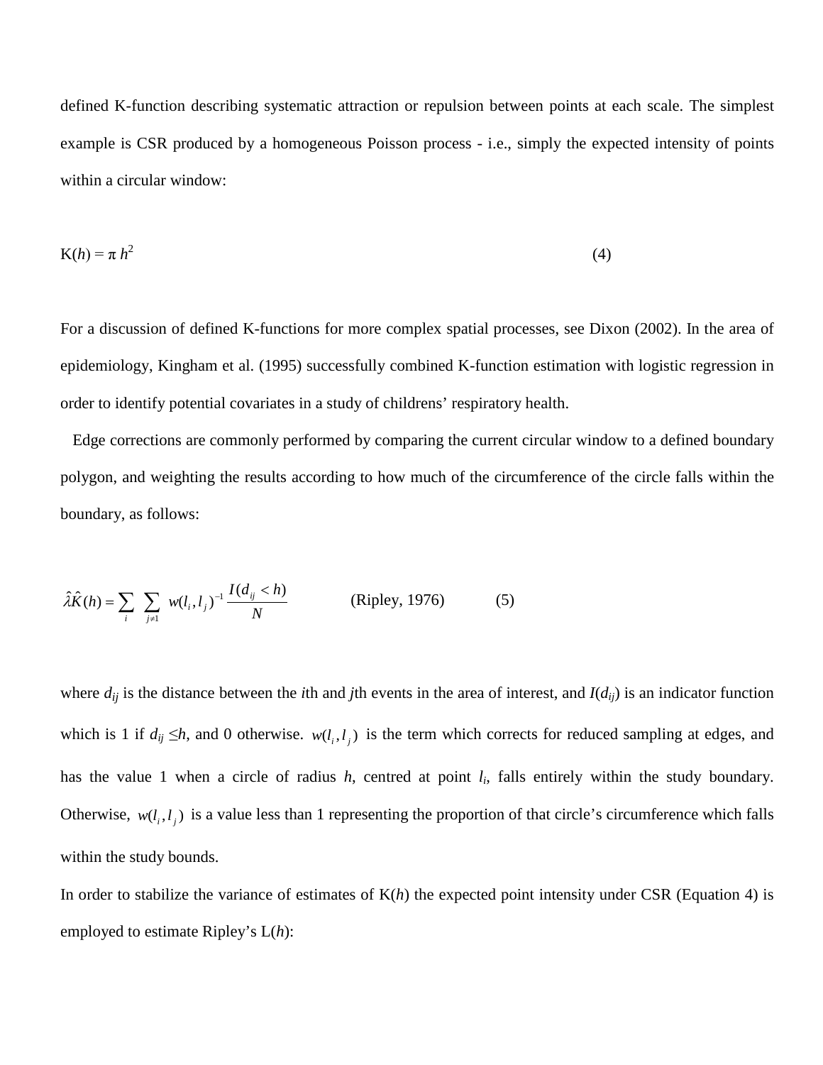defined K-function describing systematic attraction or repulsion between points at each scale. The simplest example is CSR produced by a homogeneous Poisson process - i.e., simply the expected intensity of points within a circular window:

$$K(h) = \pi h^2 \qquad (4)$$

For a discussion of defined K-functions for more complex spatial processes, see Dixon (2002). In the area of epidemiology, Kingham et al. (1995) successfully combined K-function estimation with logistic regression in order to identify potential covariates in a study of childrens' respiratory health.

Edge corrections are commonly performed by comparing the current circular window to a defined boundary polygon, and weighting the results according to how much of the circumference of the circle falls within the boundary, as follows:

$$\hat{\lambda}\hat{K}(h) = \sum_{i} \sum_{j \neq 1} w(l_i, l_j)^{-1} \frac{I(d_{ij} < h)}{N} \qquad \text{(Ripley, 1976)} \qquad (5)$$

where $d_{ij}$ is the distance between the *i*th and *j*th events in the area of interest, and $I(d_{ij})$ is an indicator function which is 1 if $d_{ij} \leq h$, and 0 otherwise. $w(l_i, l_j)$ is the term which corrects for reduced sampling at edges, and has the value 1 when a circle of radius $h$, centred at point $l_i$, falls entirely within the study boundary. Otherwise, $w(l_i, l_j)$ is a value less than 1 representing the proportion of that circle's circumference which falls within the study bounds.

In order to stabilize the variance of estimates of K($h$) the expected point intensity under CSR (Equation 4) is employed to estimate Ripley's L($h$):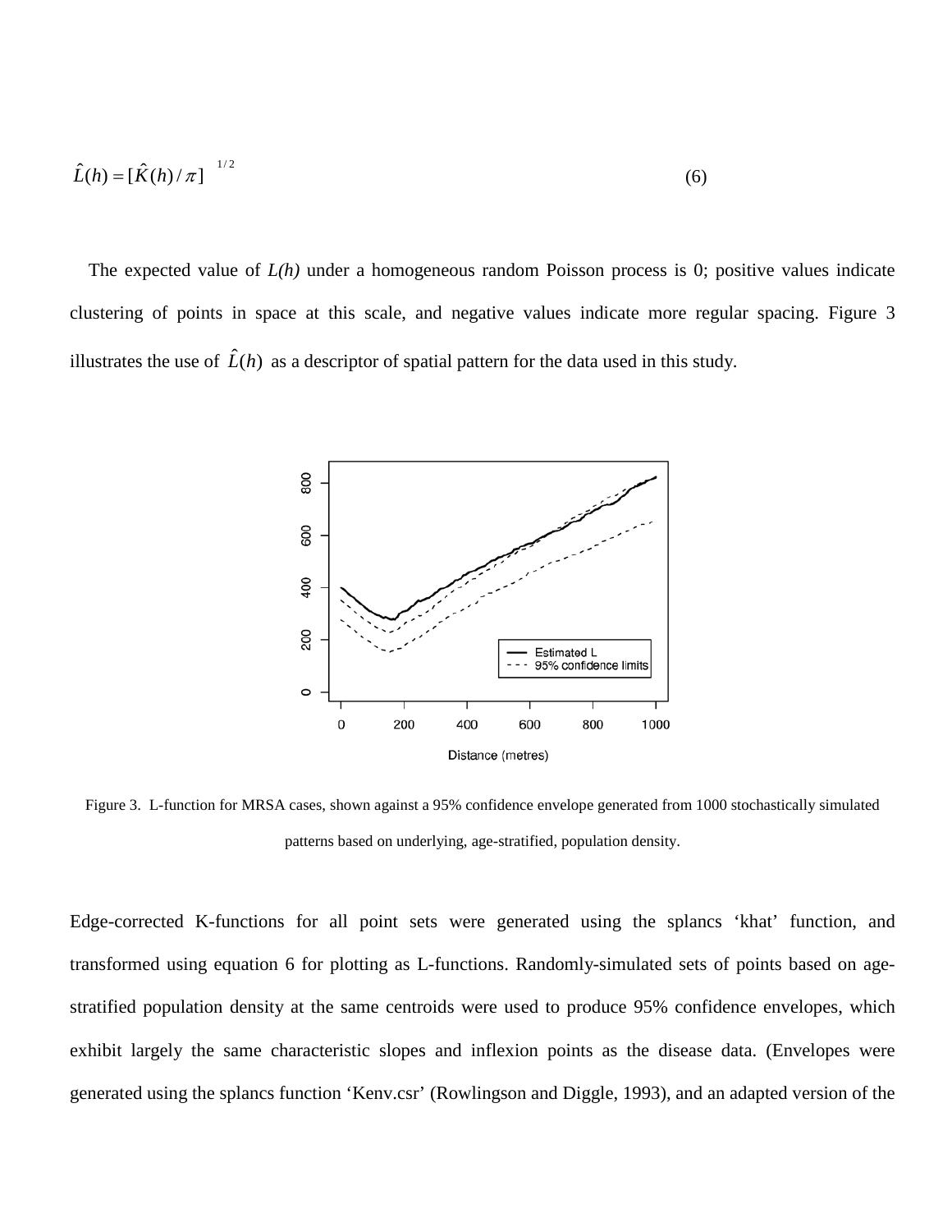$$\hat{L}(h) = [\hat{K}(h)/\pi]^{1/2} \tag{6}$$

The expected value of *L(h)* under a homogeneous random Poisson process is 0; positive values indicate clustering of points in space at this scale, and negative values indicate more regular spacing. Figure 3 illustrates the use of $\hat{L}(h)$ as a descriptor of spatial pattern for the data used in this study.

Figure 3. L-function for MRSA cases, shown against a 95% confidence envelope generated from 1000 stochastically simulated patterns based on underlying, age-stratified, population density.

Edge-corrected K-functions for all point sets were generated using the splancs 'khat' function, and transformed using equation 6 for plotting as L-functions. Randomly-simulated sets of points based on age-stratified population density at the same centroids were used to produce 95% confidence envelopes, which exhibit largely the same characteristic slopes and inflexion points as the disease data. (Envelopes were generated using the splancs function 'Kenv.csr' (Rowlingson and Diggle, 1993), and an adapted version of the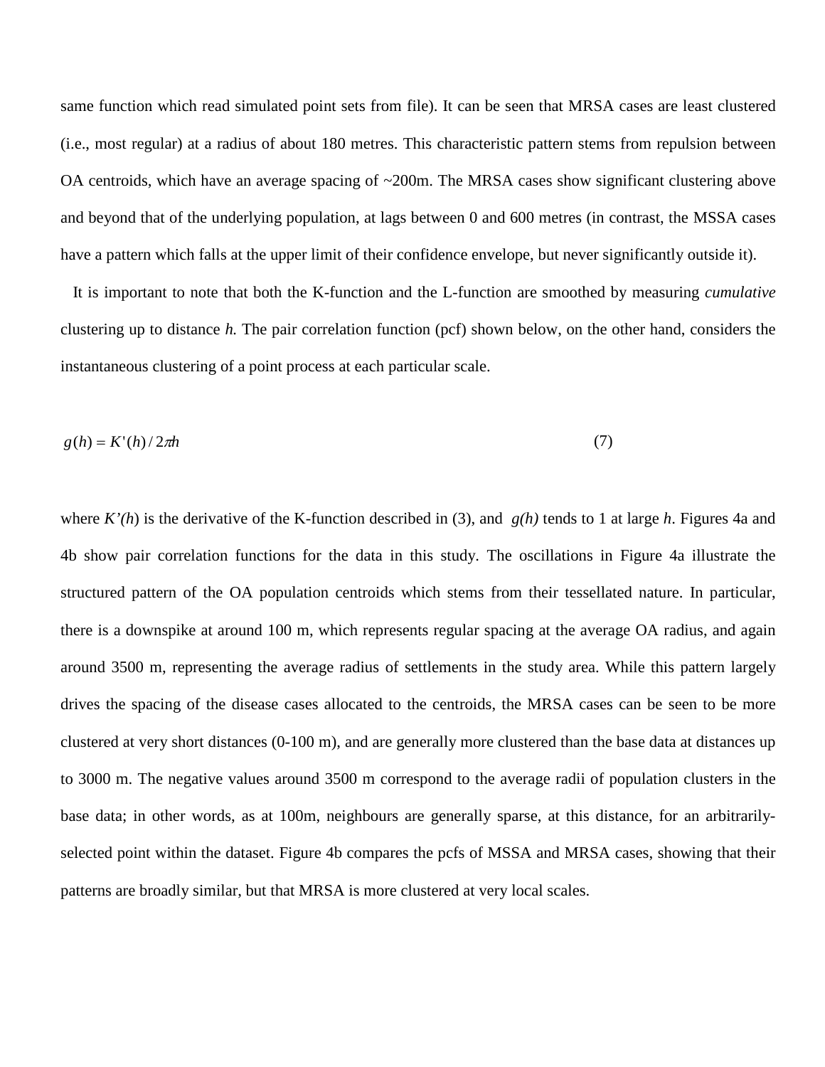same function which read simulated point sets from file). It can be seen that MRSA cases are least clustered (i.e., most regular) at a radius of about 180 metres. This characteristic pattern stems from repulsion between OA centroids, which have an average spacing of ~200m. The MRSA cases show significant clustering above and beyond that of the underlying population, at lags between 0 and 600 metres (in contrast, the MSSA cases have a pattern which falls at the upper limit of their confidence envelope, but never significantly outside it).

It is important to note that both the K-function and the L-function are smoothed by measuring *cumulative* clustering up to distance $h$. The pair correlation function (pcf) shown below, on the other hand, considers the instantaneous clustering of a point process at each particular scale.

$$g(h) = K'(h) / 2\pi h \tag{7}$$

where $K'(h)$ is the derivative of the K-function described in (3), and $g(h)$ tends to 1 at large $h$. Figures 4a and 4b show pair correlation functions for the data in this study. The oscillations in Figure 4a illustrate the structured pattern of the OA population centroids which stems from their tessellated nature. In particular, there is a downspike at around 100 m, which represents regular spacing at the average OA radius, and again around 3500 m, representing the average radius of settlements in the study area. While this pattern largely drives the spacing of the disease cases allocated to the centroids, the MRSA cases can be seen to be more clustered at very short distances (0-100 m), and are generally more clustered than the base data at distances up to 3000 m. The negative values around 3500 m correspond to the average radii of population clusters in the base data; in other words, as at 100m, neighbours are generally sparse, at this distance, for an arbitrarily-selected point within the dataset. Figure 4b compares the pcfs of MSSA and MRSA cases, showing that their patterns are broadly similar, but that MRSA is more clustered at very local scales.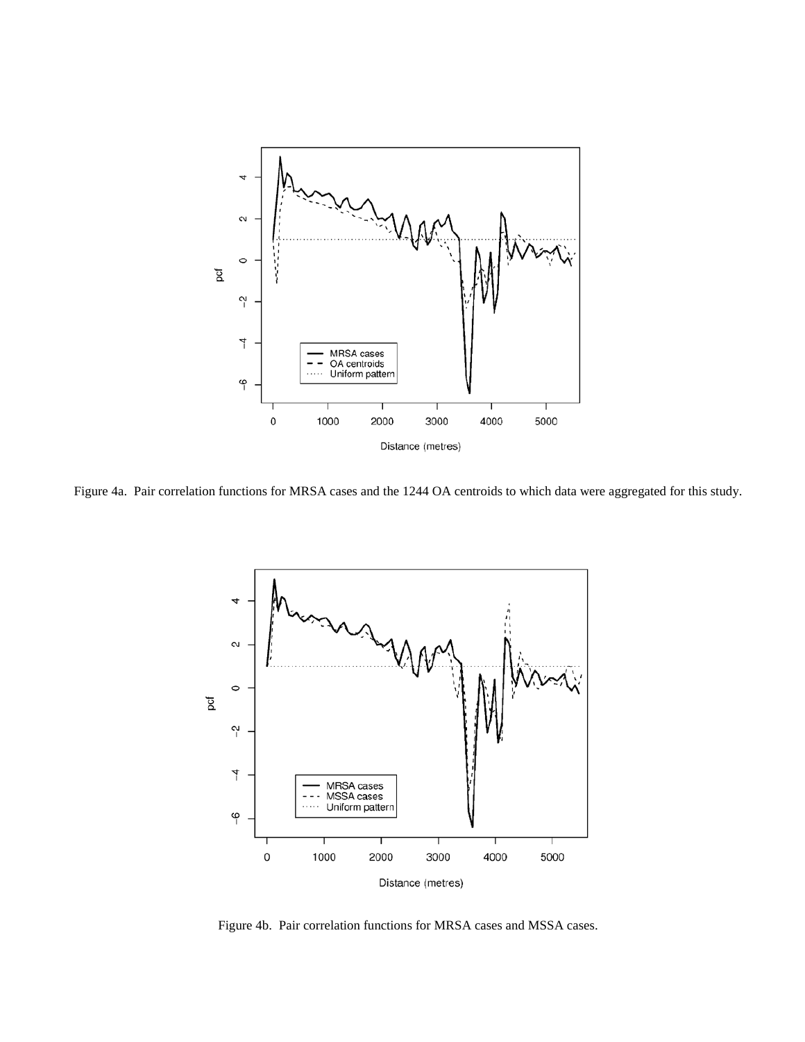Figure 4a. Pair correlation functions for MRSA cases and the 1244 OA centroids to which data were aggregated for this study.

Figure 4b. Pair correlation functions for MRSA cases and MSSA cases.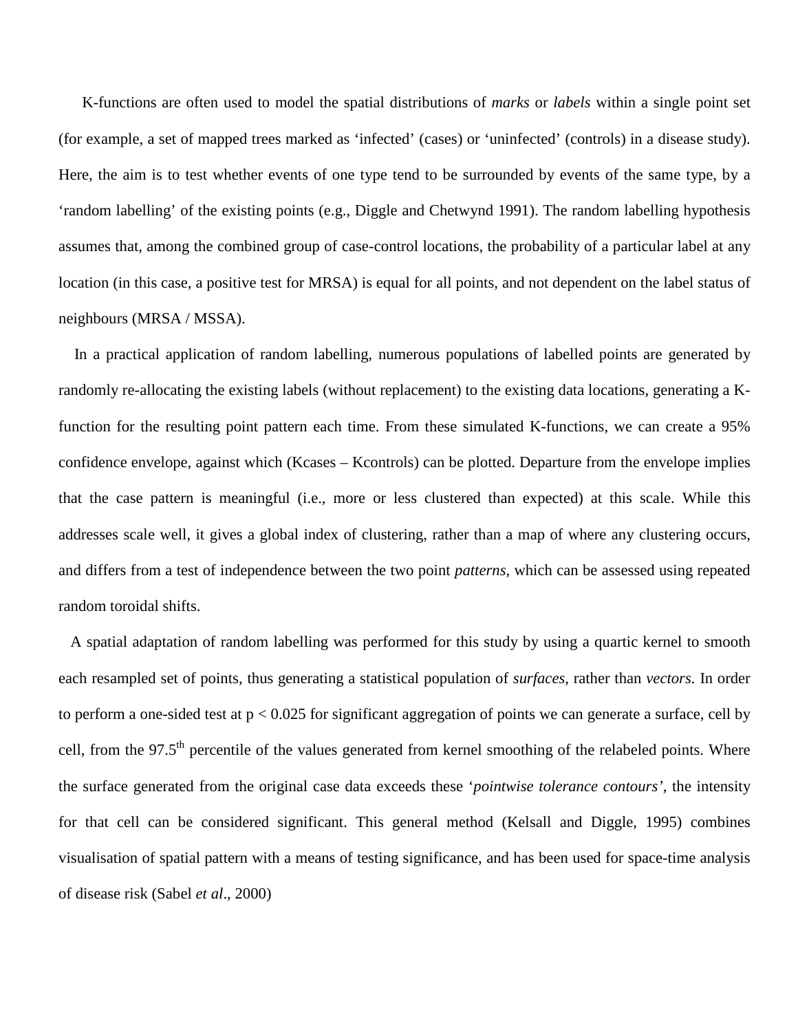K-functions are often used to model the spatial distributions of *marks* or *labels* within a single point set (for example, a set of mapped trees marked as 'infected' (cases) or 'uninfected' (controls) in a disease study). Here, the aim is to test whether events of one type tend to be surrounded by events of the same type, by a 'random labelling' of the existing points (e.g., Diggle and Chetwynd 1991). The random labelling hypothesis assumes that, among the combined group of case-control locations, the probability of a particular label at any location (in this case, a positive test for MRSA) is equal for all points, and not dependent on the label status of neighbours (MRSA / MSSA).

In a practical application of random labelling, numerous populations of labelled points are generated by randomly re-allocating the existing labels (without replacement) to the existing data locations, generating a K-function for the resulting point pattern each time. From these simulated K-functions, we can create a 95% confidence envelope, against which (Kcases – Kcontrols) can be plotted. Departure from the envelope implies that the case pattern is meaningful (i.e., more or less clustered than expected) at this scale. While this addresses scale well, it gives a global index of clustering, rather than a map of where any clustering occurs, and differs from a test of independence between the two point *patterns*, which can be assessed using repeated random toroidal shifts.

A spatial adaptation of random labelling was performed for this study by using a quartic kernel to smooth each resampled set of points, thus generating a statistical population of *surfaces*, rather than *vectors.* In order to perform a one-sided test at $p < 0.025$ for significant aggregation of points we can generate a surface, cell by cell, from the 97.5$^{th}$ percentile of the values generated from kernel smoothing of the relabeled points. Where the surface generated from the original case data exceeds these '*pointwise tolerance contours'*, the intensity for that cell can be considered significant. This general method (Kelsall and Diggle, 1995) combines visualisation of spatial pattern with a means of testing significance, and has been used for space-time analysis of disease risk (Sabel *et al*., 2000)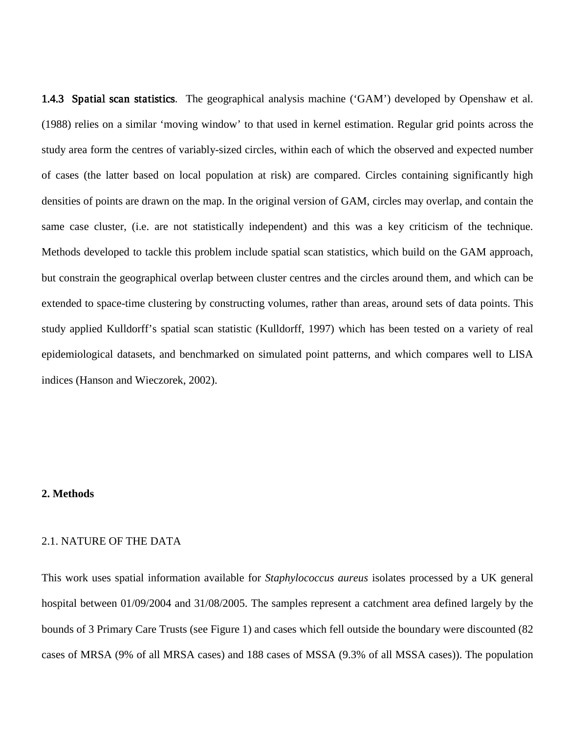**1.4.3 Spatial scan statistics**. The geographical analysis machine ('GAM') developed by Openshaw et al. (1988) relies on a similar 'moving window' to that used in kernel estimation. Regular grid points across the study area form the centres of variably-sized circles, within each of which the observed and expected number of cases (the latter based on local population at risk) are compared. Circles containing significantly high densities of points are drawn on the map. In the original version of GAM, circles may overlap, and contain the same case cluster, (i.e. are not statistically independent) and this was a key criticism of the technique. Methods developed to tackle this problem include spatial scan statistics, which build on the GAM approach, but constrain the geographical overlap between cluster centres and the circles around them, and which can be extended to space-time clustering by constructing volumes, rather than areas, around sets of data points. This study applied Kulldorff's spatial scan statistic (Kulldorff, 1997) which has been tested on a variety of real epidemiological datasets, and benchmarked on simulated point patterns, and which compares well to LISA indices (Hanson and Wieczorek, 2002).

## 2. Methods

### 2.1. NATURE OF THE DATA

This work uses spatial information available for *Staphylococcus aureus* isolates processed by a UK general hospital between 01/09/2004 and 31/08/2005. The samples represent a catchment area defined largely by the bounds of 3 Primary Care Trusts (see Figure 1) and cases which fell outside the boundary were discounted (82 cases of MRSA (9% of all MRSA cases) and 188 cases of MSSA (9.3% of all MSSA cases)). The population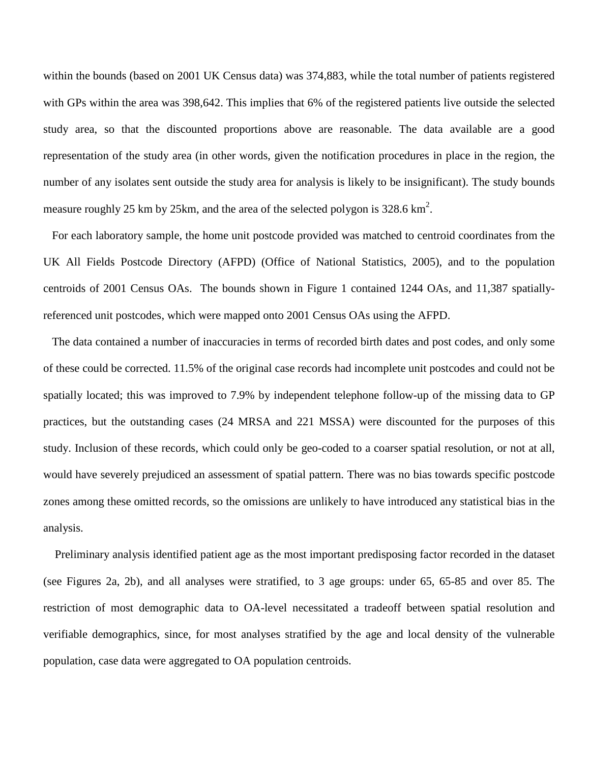within the bounds (based on 2001 UK Census data) was 374,883, while the total number of patients registered with GPs within the area was 398,642. This implies that 6% of the registered patients live outside the selected study area, so that the discounted proportions above are reasonable. The data available are a good representation of the study area (in other words, given the notification procedures in place in the region, the number of any isolates sent outside the study area for analysis is likely to be insignificant). The study bounds measure roughly 25 km by 25km, and the area of the selected polygon is 328.6 $km^2$.

For each laboratory sample, the home unit postcode provided was matched to centroid coordinates from the UK All Fields Postcode Directory (AFPD) (Office of National Statistics, 2005), and to the population centroids of 2001 Census OAs. The bounds shown in Figure 1 contained 1244 OAs, and 11,387 spatially-referenced unit postcodes, which were mapped onto 2001 Census OAs using the AFPD.

The data contained a number of inaccuracies in terms of recorded birth dates and post codes, and only some of these could be corrected. 11.5% of the original case records had incomplete unit postcodes and could not be spatially located; this was improved to 7.9% by independent telephone follow-up of the missing data to GP practices, but the outstanding cases (24 MRSA and 221 MSSA) were discounted for the purposes of this study. Inclusion of these records, which could only be geo-coded to a coarser spatial resolution, or not at all, would have severely prejudiced an assessment of spatial pattern. There was no bias towards specific postcode zones among these omitted records, so the omissions are unlikely to have introduced any statistical bias in the analysis.

Preliminary analysis identified patient age as the most important predisposing factor recorded in the dataset (see Figures 2a, 2b), and all analyses were stratified, to 3 age groups: under 65, 65-85 and over 85. The restriction of most demographic data to OA-level necessitated a tradeoff between spatial resolution and verifiable demographics, since, for most analyses stratified by the age and local density of the vulnerable population, case data were aggregated to OA population centroids.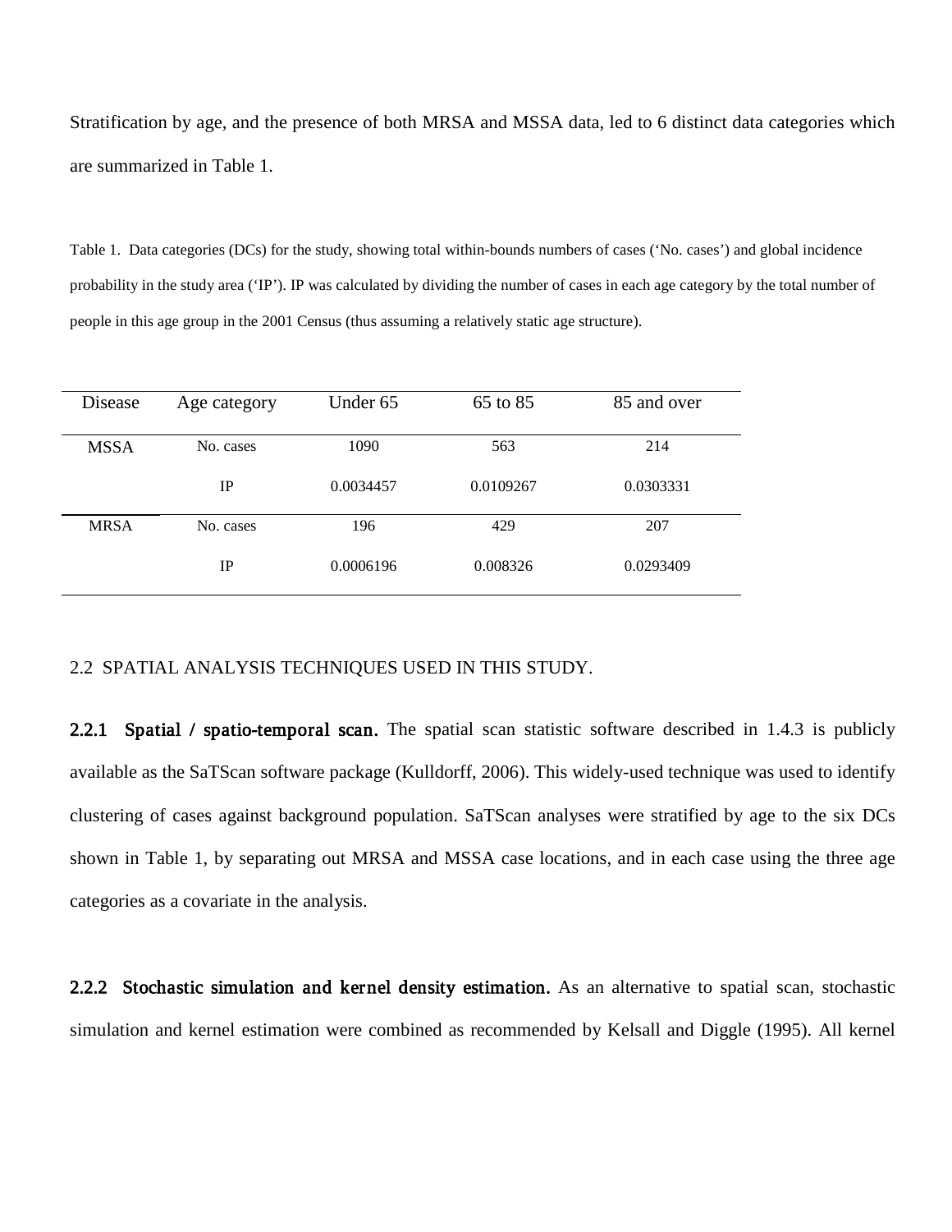Stratification by age, and the presence of both MRSA and MSSA data, led to 6 distinct data categories which are summarized in Table 1.

Table 1. Data categories (DCs) for the study, showing total within-bounds numbers of cases ('No. cases') and global incidence probability in the study area ('IP'). IP was calculated by dividing the number of cases in each age category by the total number of people in this age group in the 2001 Census (thus assuming a relatively static age structure).

| Disease | Age category | Under 65 | 65 to 85 | 85 and over |
|---|---|---|---|---|
| MSSA | No. cases | 1090 | 563 | 214 |
| | IP | 0.0034457 | 0.0109267 | 0.0303331 |
| MRSA | No. cases | 196 | 429 | 207 |
| | IP | 0.0006196 | 0.008326 | 0.0293409 |

## 2.2 SPATIAL ANALYSIS TECHNIQUES USED IN THIS STUDY.

**2.2.1 Spatial / spatio-temporal scan.** The spatial scan statistic software described in 1.4.3 is publicly available as the SaTScan software package (Kulldorff, 2006). This widely-used technique was used to identify clustering of cases against background population. SaTScan analyses were stratified by age to the six DCs shown in Table 1, by separating out MRSA and MSSA case locations, and in each case using the three age categories as a covariate in the analysis.

**2.2.2 Stochastic simulation and kernel density estimation.** As an alternative to spatial scan, stochastic simulation and kernel estimation were combined as recommended by Kelsall and Diggle (1995). All kernel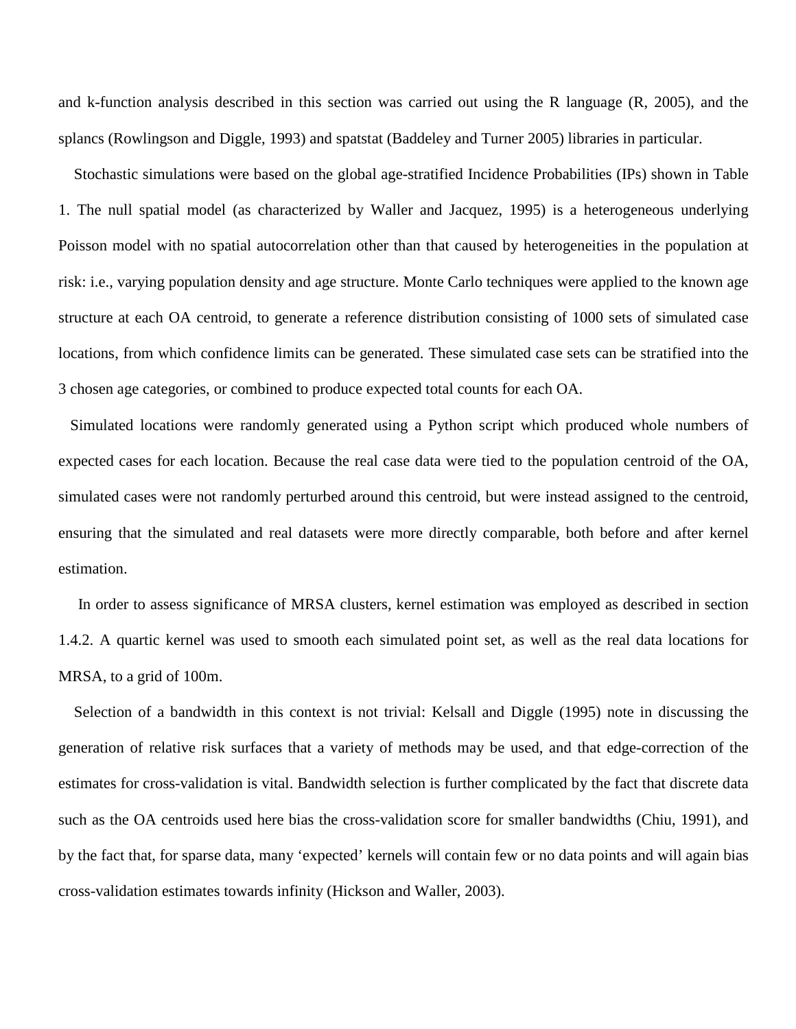and k-function analysis described in this section was carried out using the R language (R, 2005), and the splancs (Rowlingson and Diggle, 1993) and spatstat (Baddeley and Turner 2005) libraries in particular.

Stochastic simulations were based on the global age-stratified Incidence Probabilities (IPs) shown in Table 1. The null spatial model (as characterized by Waller and Jacquez, 1995) is a heterogeneous underlying Poisson model with no spatial autocorrelation other than that caused by heterogeneities in the population at risk: i.e., varying population density and age structure. Monte Carlo techniques were applied to the known age structure at each OA centroid, to generate a reference distribution consisting of 1000 sets of simulated case locations, from which confidence limits can be generated. These simulated case sets can be stratified into the 3 chosen age categories, or combined to produce expected total counts for each OA.

Simulated locations were randomly generated using a Python script which produced whole numbers of expected cases for each location. Because the real case data were tied to the population centroid of the OA, simulated cases were not randomly perturbed around this centroid, but were instead assigned to the centroid, ensuring that the simulated and real datasets were more directly comparable, both before and after kernel estimation.

In order to assess significance of MRSA clusters, kernel estimation was employed as described in section 1.4.2. A quartic kernel was used to smooth each simulated point set, as well as the real data locations for MRSA, to a grid of 100m.

Selection of a bandwidth in this context is not trivial: Kelsall and Diggle (1995) note in discussing the generation of relative risk surfaces that a variety of methods may be used, and that edge-correction of the estimates for cross-validation is vital. Bandwidth selection is further complicated by the fact that discrete data such as the OA centroids used here bias the cross-validation score for smaller bandwidths (Chiu, 1991), and by the fact that, for sparse data, many 'expected' kernels will contain few or no data points and will again bias cross-validation estimates towards infinity (Hickson and Waller, 2003).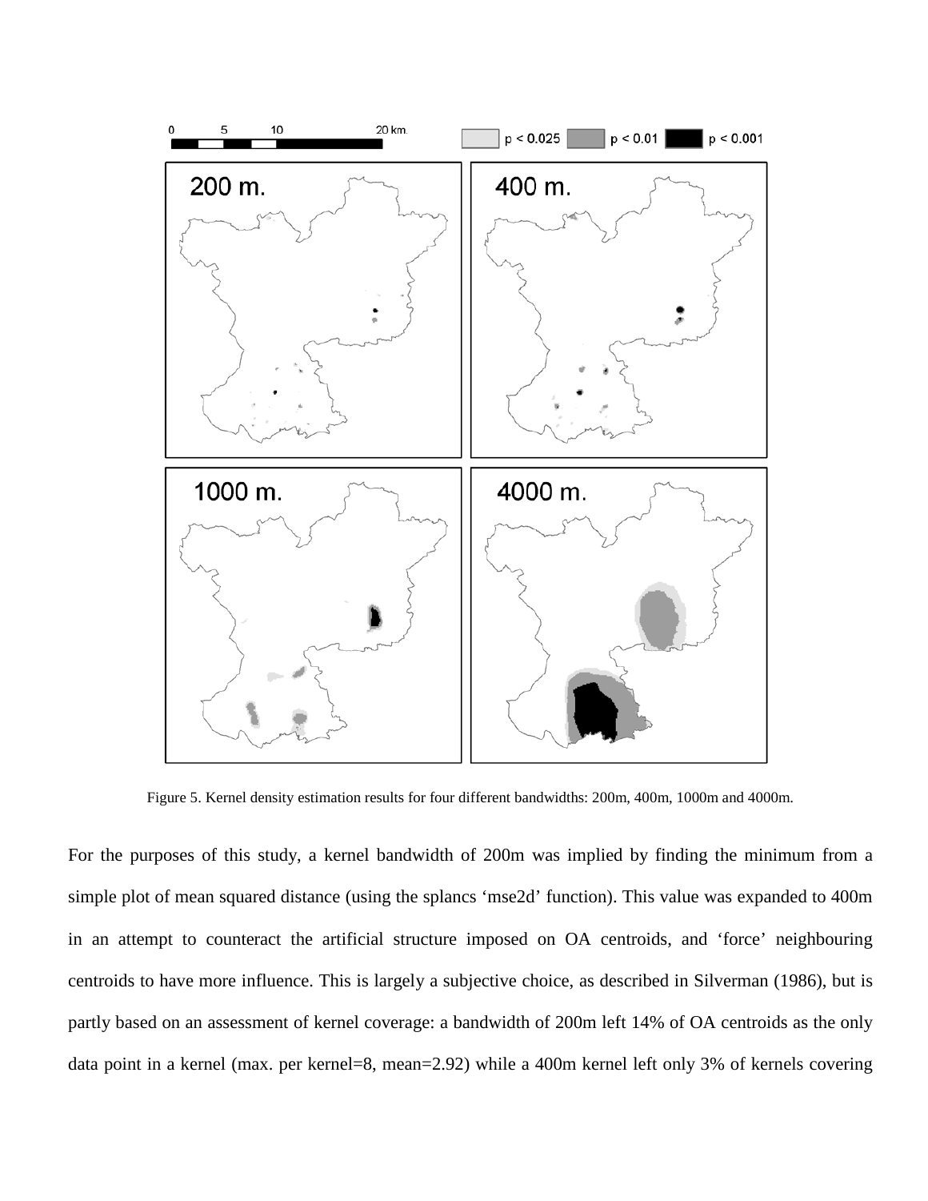Figure 5. Kernel density estimation results for four different bandwidths: 200m, 400m, 1000m and 4000m.

For the purposes of this study, a kernel bandwidth of 200m was implied by finding the minimum from a simple plot of mean squared distance (using the splancs 'mse2d' function). This value was expanded to 400m in an attempt to counteract the artificial structure imposed on OA centroids, and 'force' neighbouring centroids to have more influence. This is largely a subjective choice, as described in Silverman (1986), but is partly based on an assessment of kernel coverage: a bandwidth of 200m left 14% of OA centroids as the only data point in a kernel (max. per kernel=8, mean=2.92) while a 400m kernel left only 3% of kernels covering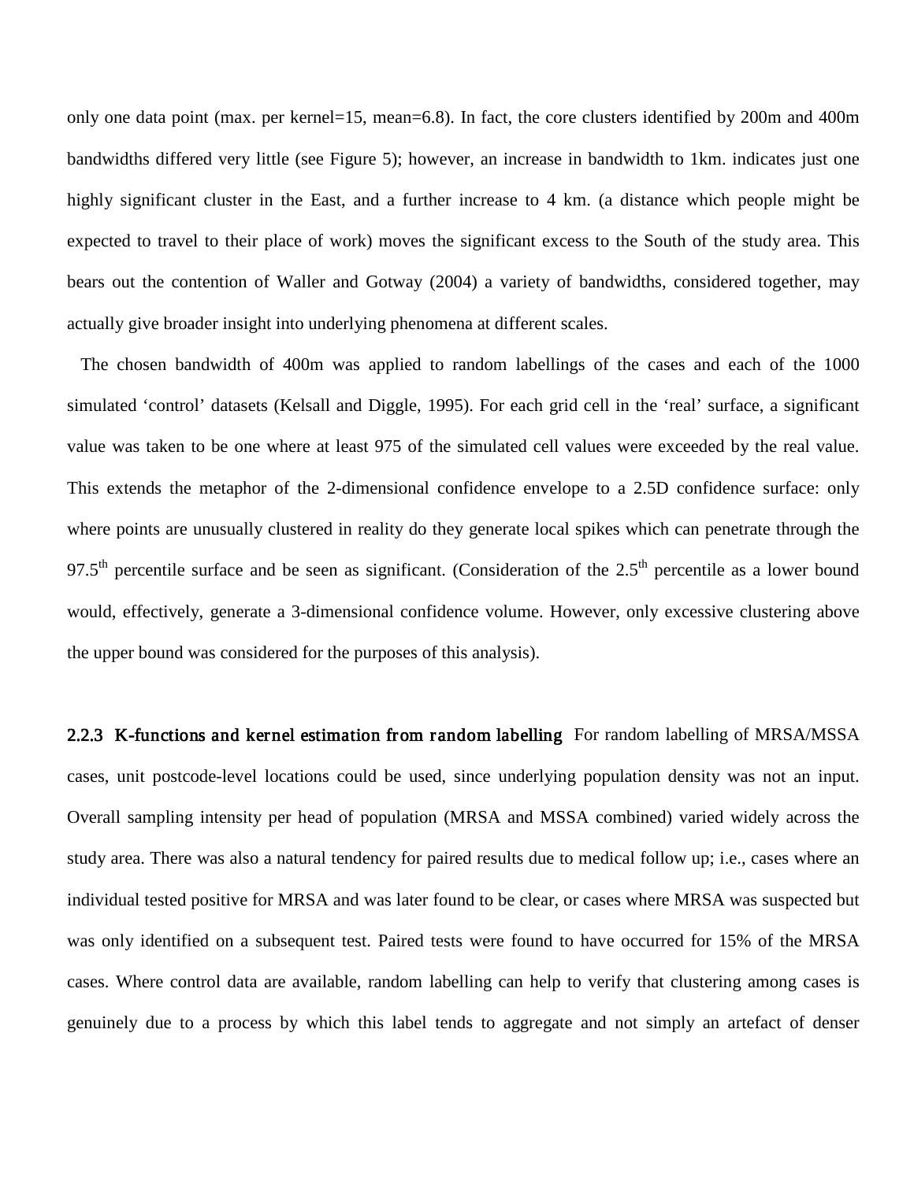only one data point (max. per kernel=15, mean=6.8). In fact, the core clusters identified by 200m and 400m bandwidths differed very little (see Figure 5); however, an increase in bandwidth to 1km. indicates just one highly significant cluster in the East, and a further increase to 4 km. (a distance which people might be expected to travel to their place of work) moves the significant excess to the South of the study area. This bears out the contention of Waller and Gotway (2004) a variety of bandwidths, considered together, may actually give broader insight into underlying phenomena at different scales.

The chosen bandwidth of 400m was applied to random labellings of the cases and each of the 1000 simulated 'control' datasets (Kelsall and Diggle, 1995). For each grid cell in the 'real' surface, a significant value was taken to be one where at least 975 of the simulated cell values were exceeded by the real value. This extends the metaphor of the 2-dimensional confidence envelope to a 2.5D confidence surface: only where points are unusually clustered in reality do they generate local spikes which can penetrate through the $97.5^{th}$ percentile surface and be seen as significant. (Consideration of the $2.5^{th}$ percentile as a lower bound would, effectively, generate a 3-dimensional confidence volume. However, only excessive clustering above the upper bound was considered for the purposes of this analysis).

**2.2.3 K-functions and kernel estimation from random labelling** For random labelling of MRSA/MSSA cases, unit postcode-level locations could be used, since underlying population density was not an input. Overall sampling intensity per head of population (MRSA and MSSA combined) varied widely across the study area. There was also a natural tendency for paired results due to medical follow up; i.e., cases where an individual tested positive for MRSA and was later found to be clear, or cases where MRSA was suspected but was only identified on a subsequent test. Paired tests were found to have occurred for 15% of the MRSA cases. Where control data are available, random labelling can help to verify that clustering among cases is genuinely due to a process by which this label tends to aggregate and not simply an artefact of denser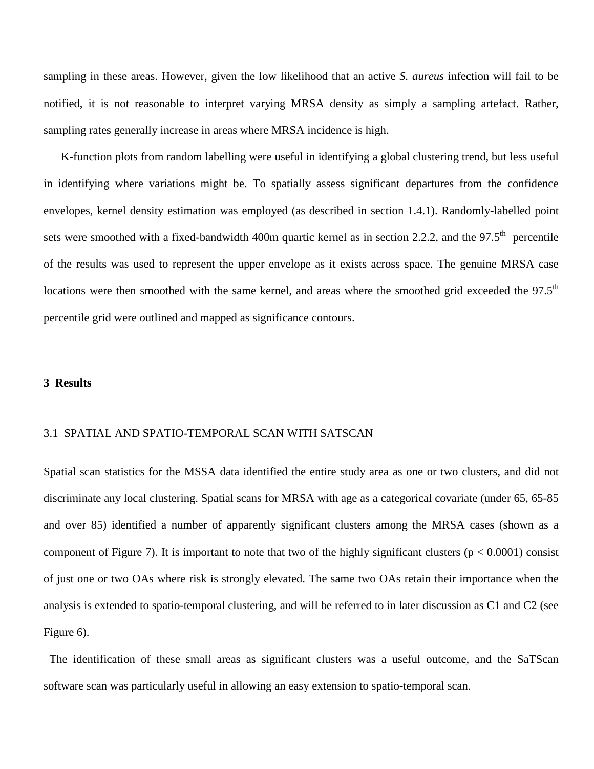sampling in these areas. However, given the low likelihood that an active *S. aureus* infection will fail to be notified, it is not reasonable to interpret varying MRSA density as simply a sampling artefact. Rather, sampling rates generally increase in areas where MRSA incidence is high.

K-function plots from random labelling were useful in identifying a global clustering trend, but less useful in identifying where variations might be. To spatially assess significant departures from the confidence envelopes, kernel density estimation was employed (as described in section 1.4.1). Randomly-labelled point sets were smoothed with a fixed-bandwidth 400m quartic kernel as in section 2.2.2, and the 97.5$^{th}$ percentile of the results was used to represent the upper envelope as it exists across space. The genuine MRSA case locations were then smoothed with the same kernel, and areas where the smoothed grid exceeded the 97.5$^{th}$ percentile grid were outlined and mapped as significance contours.

## 3 Results

### 3.1 SPATIAL AND SPATIO-TEMPORAL SCAN WITH SATSCAN

Spatial scan statistics for the MSSA data identified the entire study area as one or two clusters, and did not discriminate any local clustering. Spatial scans for MRSA with age as a categorical covariate (under 65, 65-85 and over 85) identified a number of apparently significant clusters among the MRSA cases (shown as a component of Figure 7). It is important to note that two of the highly significant clusters ($p < 0.0001$) consist of just one or two OAs where risk is strongly elevated. The same two OAs retain their importance when the analysis is extended to spatio-temporal clustering, and will be referred to in later discussion as C1 and C2 (see Figure 6).

The identification of these small areas as significant clusters was a useful outcome, and the SaTScan software scan was particularly useful in allowing an easy extension to spatio-temporal scan.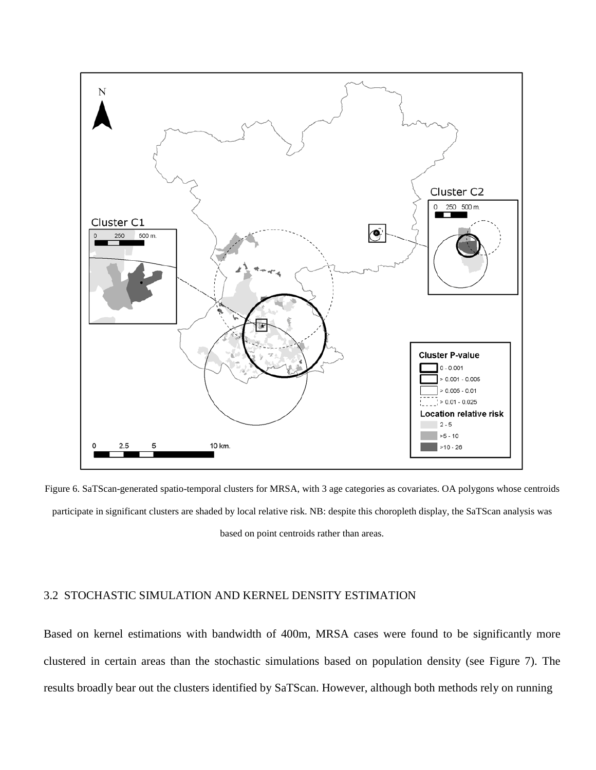Figure 6. SaTScan-generated spatio-temporal clusters for MRSA, with 3 age categories as covariates. OA polygons whose centroids participate in significant clusters are shaded by local relative risk. NB: despite this choropleth display, the SaTScan analysis was based on point centroids rather than areas.

## 3.2 STOCHASTIC SIMULATION AND KERNEL DENSITY ESTIMATION

Based on kernel estimations with bandwidth of 400m, MRSA cases were found to be significantly more clustered in certain areas than the stochastic simulations based on population density (see Figure 7). The results broadly bear out the clusters identified by SaTScan. However, although both methods rely on running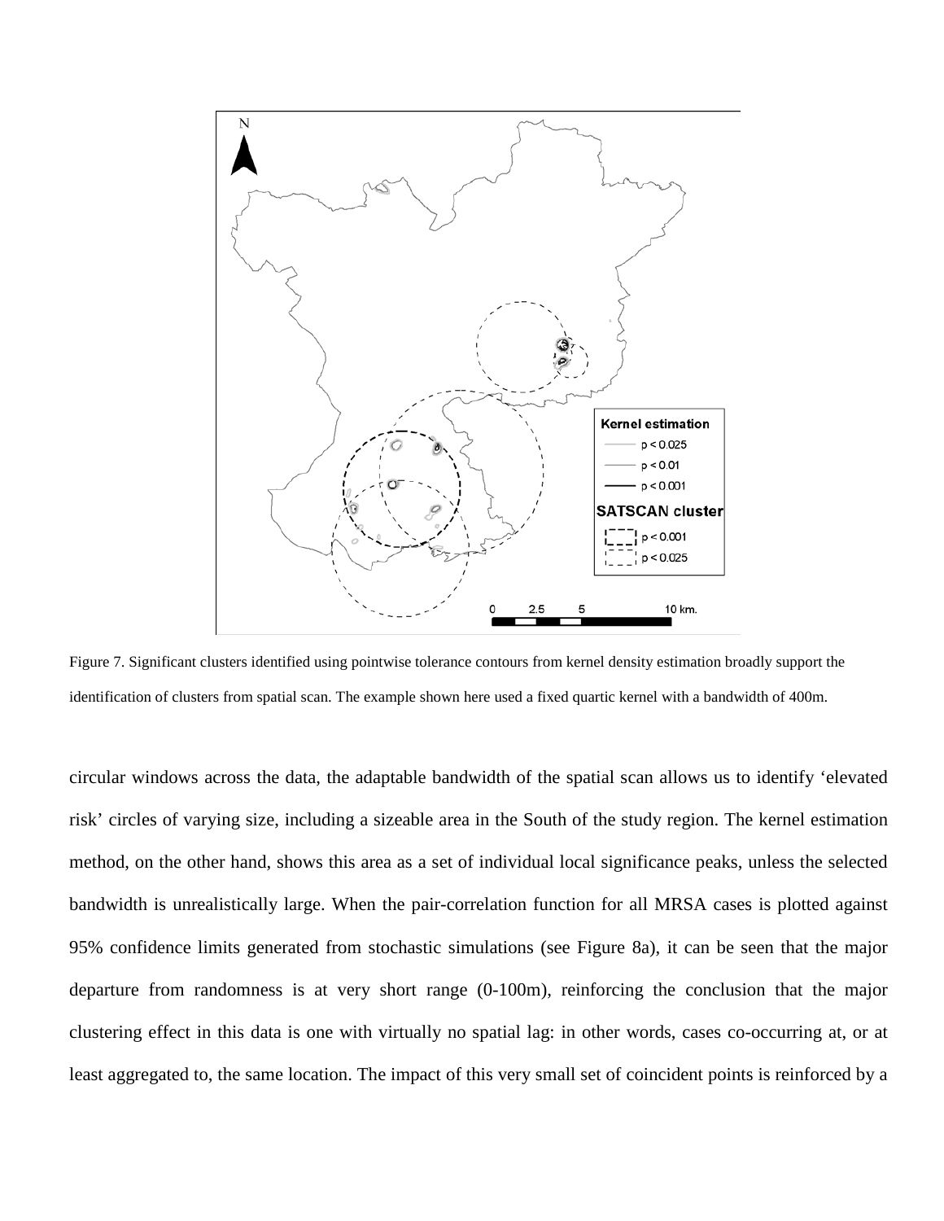Figure 7. Significant clusters identified using pointwise tolerance contours from kernel density estimation broadly support the identification of clusters from spatial scan. The example shown here used a fixed quartic kernel with a bandwidth of 400m.

circular windows across the data, the adaptable bandwidth of the spatial scan allows us to identify 'elevated risk' circles of varying size, including a sizeable area in the South of the study region. The kernel estimation method, on the other hand, shows this area as a set of individual local significance peaks, unless the selected bandwidth is unrealistically large. When the pair-correlation function for all MRSA cases is plotted against 95% confidence limits generated from stochastic simulations (see Figure 8a), it can be seen that the major departure from randomness is at very short range (0-100m), reinforcing the conclusion that the major clustering effect in this data is one with virtually no spatial lag: in other words, cases co-occurring at, or at least aggregated to, the same location. The impact of this very small set of coincident points is reinforced by a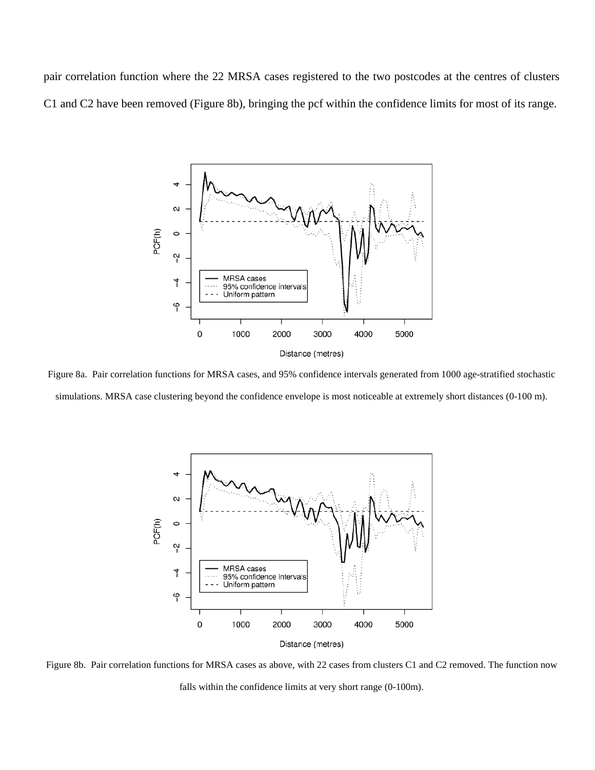pair correlation function where the 22 MRSA cases registered to the two postcodes at the centres of clusters C1 and C2 have been removed (Figure 8b), bringing the pcf within the confidence limits for most of its range.

Figure 8a. Pair correlation functions for MRSA cases, and 95% confidence intervals generated from 1000 age-stratified stochastic simulations. MRSA case clustering beyond the confidence envelope is most noticeable at extremely short distances (0-100 m).

Figure 8b. Pair correlation functions for MRSA cases as above, with 22 cases from clusters C1 and C2 removed. The function now falls within the confidence limits at very short range (0-100m).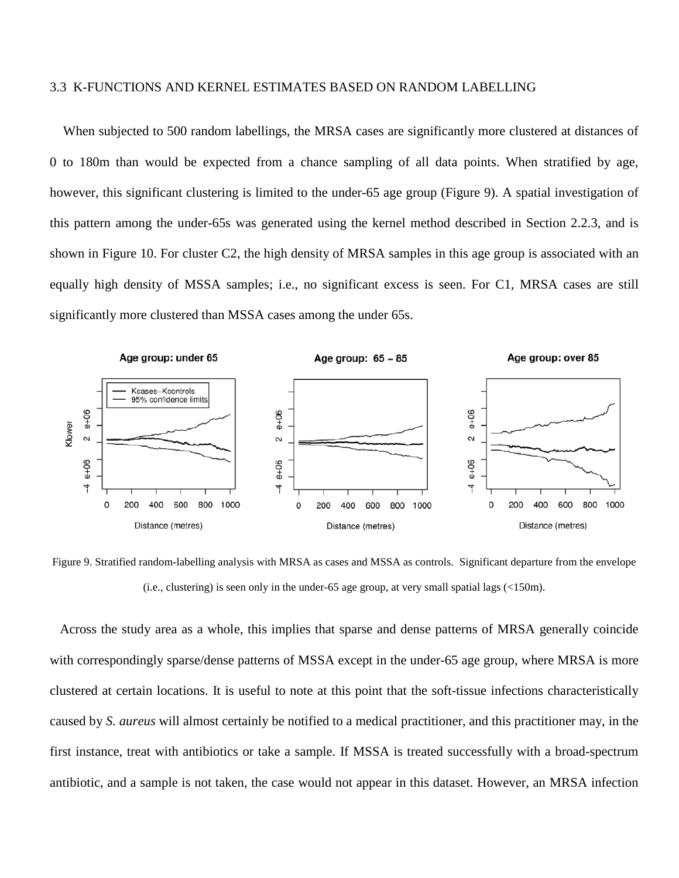### 3.3 K-FUNCTIONS AND KERNEL ESTIMATES BASED ON RANDOM LABELLING

When subjected to 500 random labellings, the MRSA cases are significantly more clustered at distances of 0 to 180m than would be expected from a chance sampling of all data points. When stratified by age, however, this significant clustering is limited to the under-65 age group (Figure 9). A spatial investigation of this pattern among the under-65s was generated using the kernel method described in Section 2.2.3, and is shown in Figure 10. For cluster C2, the high density of MRSA samples in this age group is associated with an equally high density of MSSA samples; i.e., no significant excess is seen. For C1, MRSA cases are still significantly more clustered than MSSA cases among the under 65s.

Figure 9. Stratified random-labelling analysis with MRSA as cases and MSSA as controls. Significant departure from the envelope (i.e., clustering) is seen only in the under-65 age group, at very small spatial lags (<150m).

Across the study area as a whole, this implies that sparse and dense patterns of MRSA generally coincide with correspondingly sparse/dense patterns of MSSA except in the under-65 age group, where MRSA is more clustered at certain locations. It is useful to note at this point that the soft-tissue infections characteristically caused by *S. aureus* will almost certainly be notified to a medical practitioner, and this practitioner may, in the first instance, treat with antibiotics or take a sample. If MSSA is treated successfully with a broad-spectrum antibiotic, and a sample is not taken, the case would not appear in this dataset. However, an MRSA infection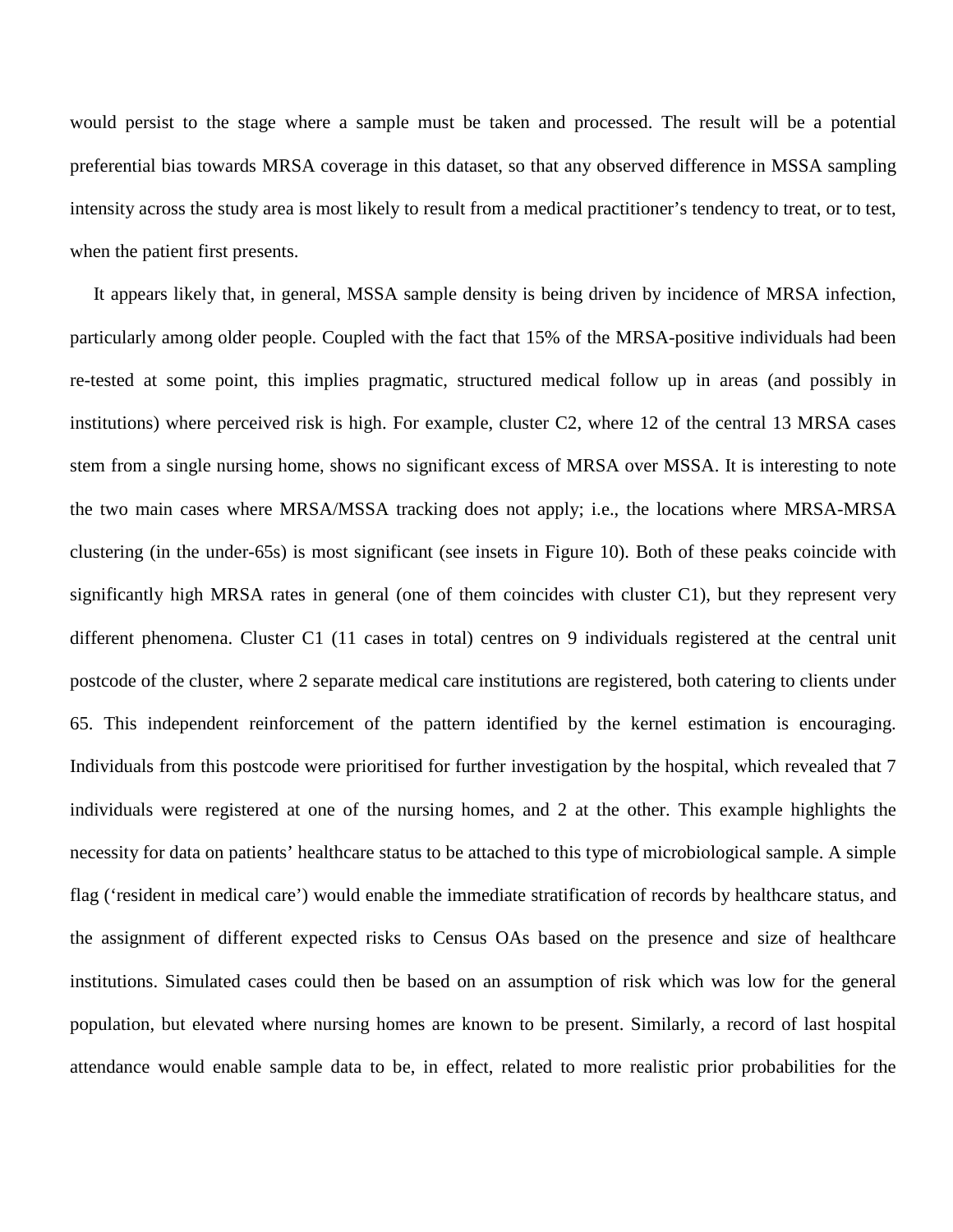would persist to the stage where a sample must be taken and processed. The result will be a potential preferential bias towards MRSA coverage in this dataset, so that any observed difference in MSSA sampling intensity across the study area is most likely to result from a medical practitioner's tendency to treat, or to test, when the patient first presents.

It appears likely that, in general, MSSA sample density is being driven by incidence of MRSA infection, particularly among older people. Coupled with the fact that 15% of the MRSA-positive individuals had been re-tested at some point, this implies pragmatic, structured medical follow up in areas (and possibly in institutions) where perceived risk is high. For example, cluster C2, where 12 of the central 13 MRSA cases stem from a single nursing home, shows no significant excess of MRSA over MSSA. It is interesting to note the two main cases where MRSA/MSSA tracking does not apply; i.e., the locations where MRSA-MRSA clustering (in the under-65s) is most significant (see insets in Figure 10). Both of these peaks coincide with significantly high MRSA rates in general (one of them coincides with cluster C1), but they represent very different phenomena. Cluster C1 (11 cases in total) centres on 9 individuals registered at the central unit postcode of the cluster, where 2 separate medical care institutions are registered, both catering to clients under 65. This independent reinforcement of the pattern identified by the kernel estimation is encouraging. Individuals from this postcode were prioritised for further investigation by the hospital, which revealed that 7 individuals were registered at one of the nursing homes, and 2 at the other. This example highlights the necessity for data on patients' healthcare status to be attached to this type of microbiological sample. A simple flag ('resident in medical care') would enable the immediate stratification of records by healthcare status, and the assignment of different expected risks to Census OAs based on the presence and size of healthcare institutions. Simulated cases could then be based on an assumption of risk which was low for the general population, but elevated where nursing homes are known to be present. Similarly, a record of last hospital attendance would enable sample data to be, in effect, related to more realistic prior probabilities for the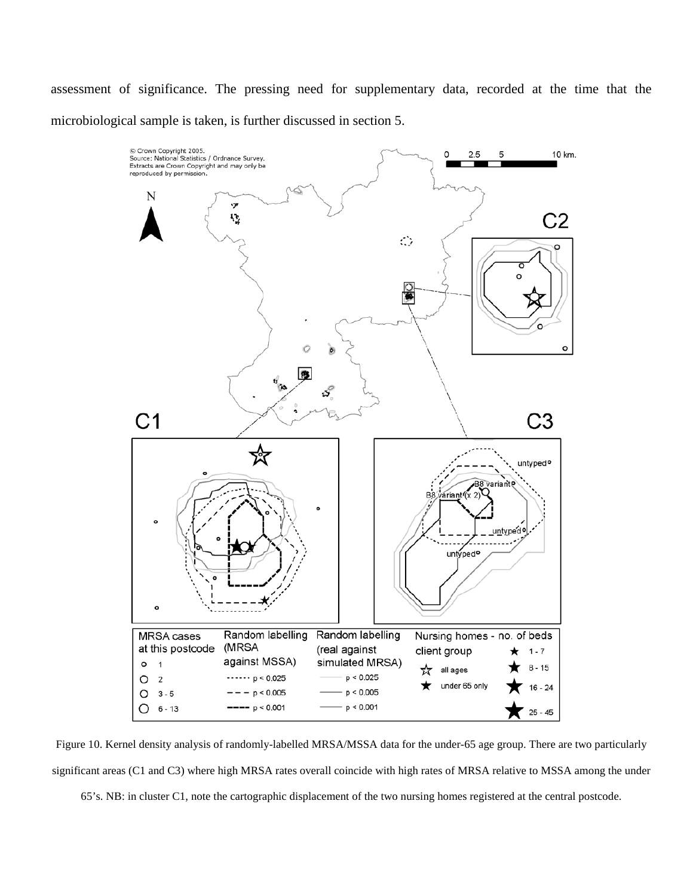assessment of significance. The pressing need for supplementary data, recorded at the time that the microbiological sample is taken, is further discussed in section 5.

Figure 10. Kernel density analysis of randomly-labelled MRSA/MSSA data for the under-65 age group. There are two particularly significant areas (C1 and C3) where high MRSA rates overall coincide with high rates of MRSA relative to MSSA among the under 65's. NB: in cluster C1, note the cartographic displacement of the two nursing homes registered at the central postcode.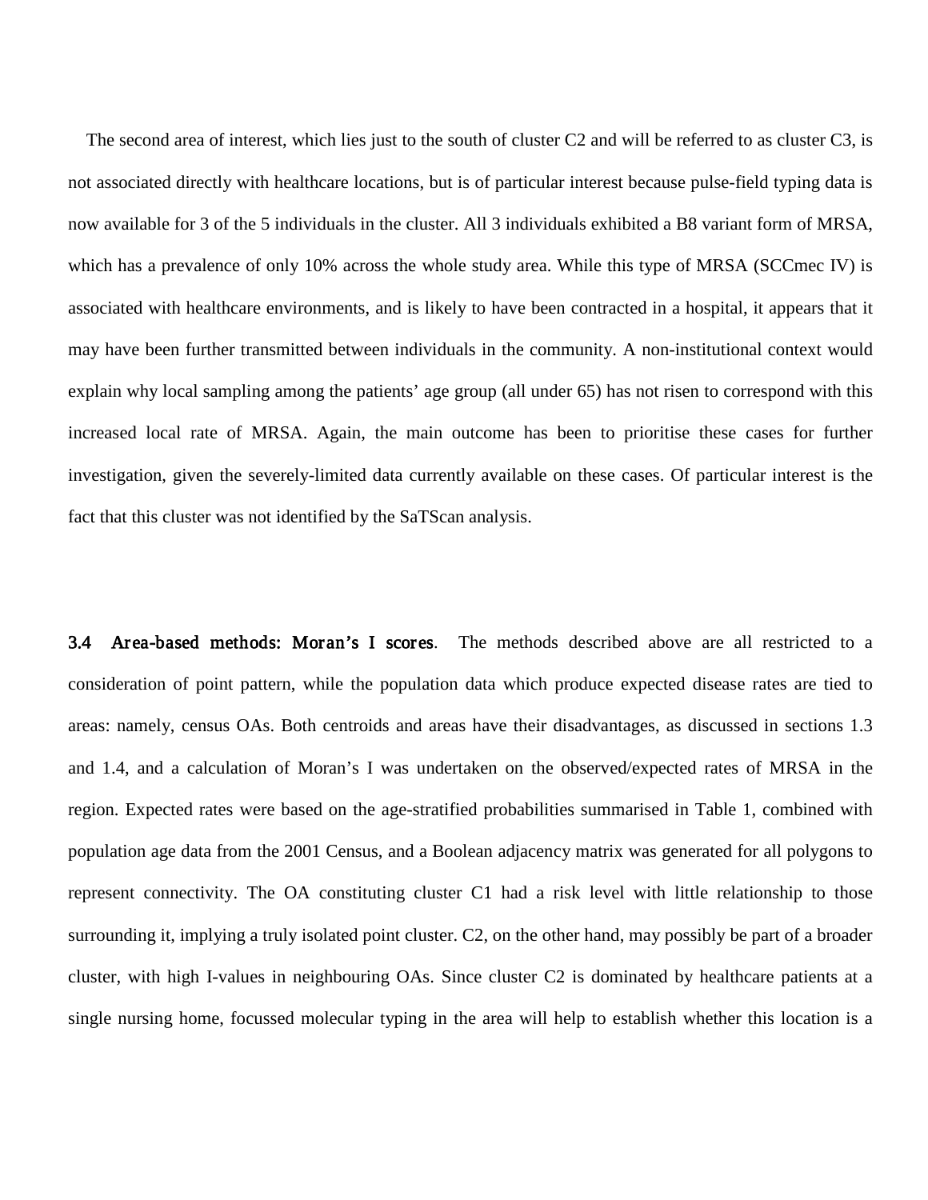The second area of interest, which lies just to the south of cluster C2 and will be referred to as cluster C3, is not associated directly with healthcare locations, but is of particular interest because pulse-field typing data is now available for 3 of the 5 individuals in the cluster. All 3 individuals exhibited a B8 variant form of MRSA, which has a prevalence of only 10% across the whole study area. While this type of MRSA (SCCmec IV) is associated with healthcare environments, and is likely to have been contracted in a hospital, it appears that it may have been further transmitted between individuals in the community. A non-institutional context would explain why local sampling among the patients' age group (all under 65) has not risen to correspond with this increased local rate of MRSA. Again, the main outcome has been to prioritise these cases for further investigation, given the severely-limited data currently available on these cases. Of particular interest is the fact that this cluster was not identified by the SaTScan analysis.

**3.4 Area-based methods: Moran's I scores**. The methods described above are all restricted to a consideration of point pattern, while the population data which produce expected disease rates are tied to areas: namely, census OAs. Both centroids and areas have their disadvantages, as discussed in sections 1.3 and 1.4, and a calculation of Moran's I was undertaken on the observed/expected rates of MRSA in the region. Expected rates were based on the age-stratified probabilities summarised in Table 1, combined with population age data from the 2001 Census, and a Boolean adjacency matrix was generated for all polygons to represent connectivity. The OA constituting cluster C1 had a risk level with little relationship to those surrounding it, implying a truly isolated point cluster. C2, on the other hand, may possibly be part of a broader cluster, with high I-values in neighbouring OAs. Since cluster C2 is dominated by healthcare patients at a single nursing home, focussed molecular typing in the area will help to establish whether this location is a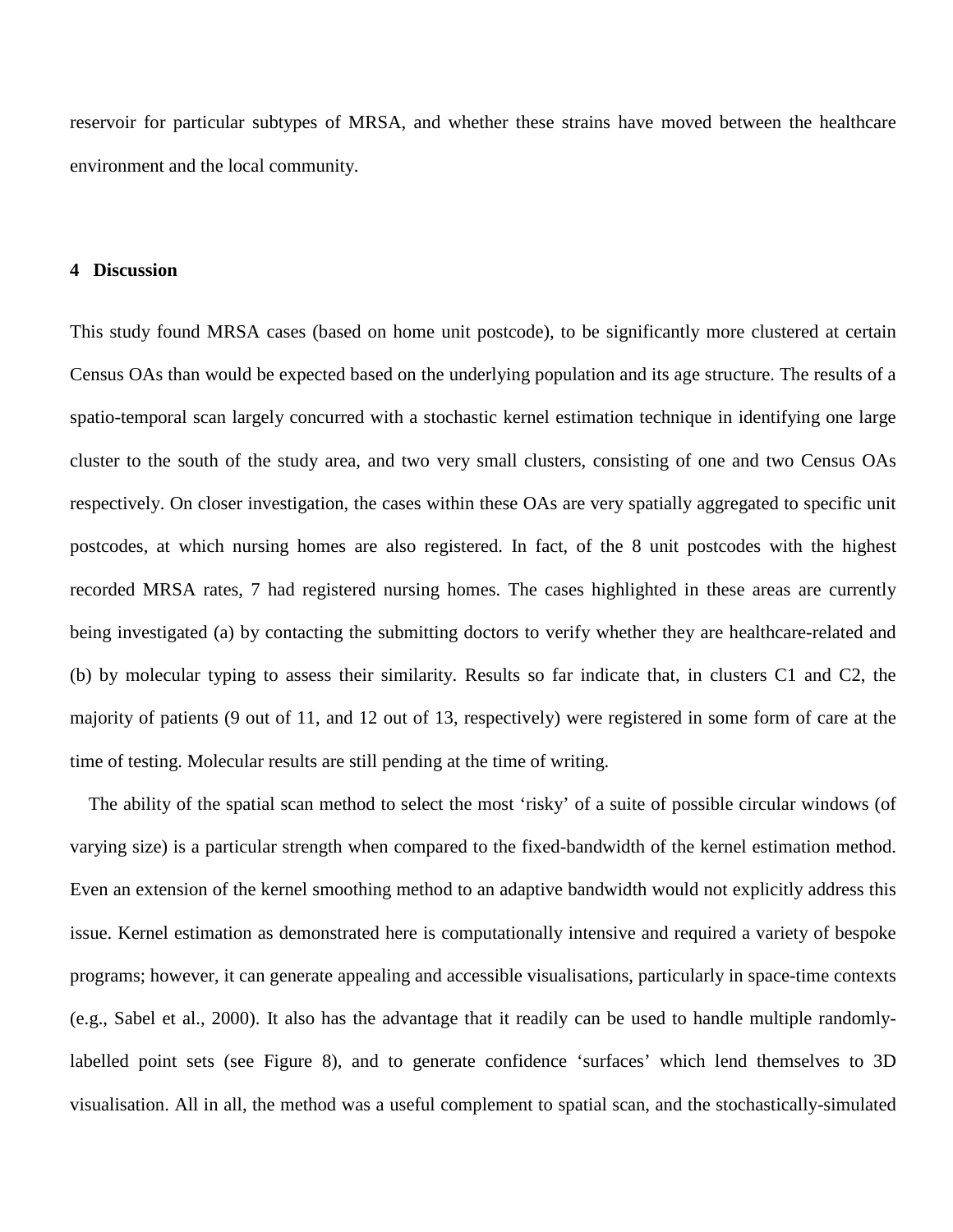reservoir for particular subtypes of MRSA, and whether these strains have moved between the healthcare environment and the local community.

## 4 Discussion

This study found MRSA cases (based on home unit postcode), to be significantly more clustered at certain Census OAs than would be expected based on the underlying population and its age structure. The results of a spatio-temporal scan largely concurred with a stochastic kernel estimation technique in identifying one large cluster to the south of the study area, and two very small clusters, consisting of one and two Census OAs respectively. On closer investigation, the cases within these OAs are very spatially aggregated to specific unit postcodes, at which nursing homes are also registered. In fact, of the 8 unit postcodes with the highest recorded MRSA rates, 7 had registered nursing homes. The cases highlighted in these areas are currently being investigated (a) by contacting the submitting doctors to verify whether they are healthcare-related and (b) by molecular typing to assess their similarity. Results so far indicate that, in clusters C1 and C2, the majority of patients (9 out of 11, and 12 out of 13, respectively) were registered in some form of care at the time of testing. Molecular results are still pending at the time of writing.

The ability of the spatial scan method to select the most 'risky' of a suite of possible circular windows (of varying size) is a particular strength when compared to the fixed-bandwidth of the kernel estimation method. Even an extension of the kernel smoothing method to an adaptive bandwidth would not explicitly address this issue. Kernel estimation as demonstrated here is computationally intensive and required a variety of bespoke programs; however, it can generate appealing and accessible visualisations, particularly in space-time contexts (e.g., Sabel et al., 2000). It also has the advantage that it readily can be used to handle multiple randomly-labelled point sets (see Figure 8), and to generate confidence 'surfaces' which lend themselves to 3D visualisation. All in all, the method was a useful complement to spatial scan, and the stochastically-simulated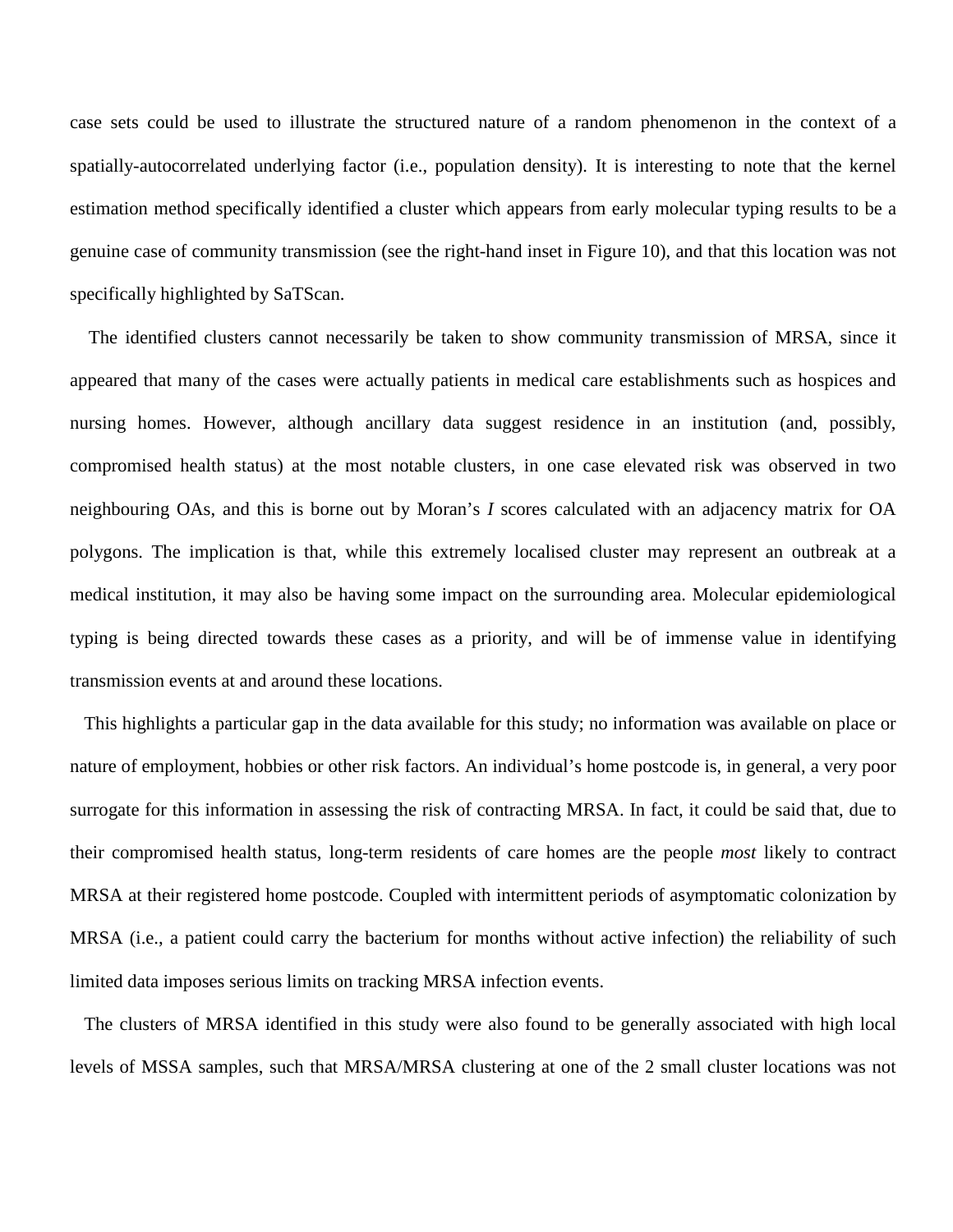case sets could be used to illustrate the structured nature of a random phenomenon in the context of a spatially-autocorrelated underlying factor (i.e., population density). It is interesting to note that the kernel estimation method specifically identified a cluster which appears from early molecular typing results to be a genuine case of community transmission (see the right-hand inset in Figure 10), and that this location was not specifically highlighted by SaTScan.

The identified clusters cannot necessarily be taken to show community transmission of MRSA, since it appeared that many of the cases were actually patients in medical care establishments such as hospices and nursing homes. However, although ancillary data suggest residence in an institution (and, possibly, compromised health status) at the most notable clusters, in one case elevated risk was observed in two neighbouring OAs, and this is borne out by Moran's $I$ scores calculated with an adjacency matrix for OA polygons. The implication is that, while this extremely localised cluster may represent an outbreak at a medical institution, it may also be having some impact on the surrounding area. Molecular epidemiological typing is being directed towards these cases as a priority, and will be of immense value in identifying transmission events at and around these locations.

This highlights a particular gap in the data available for this study; no information was available on place or nature of employment, hobbies or other risk factors. An individual's home postcode is, in general, a very poor surrogate for this information in assessing the risk of contracting MRSA. In fact, it could be said that, due to their compromised health status, long-term residents of care homes are the people *most* likely to contract MRSA at their registered home postcode. Coupled with intermittent periods of asymptomatic colonization by MRSA (i.e., a patient could carry the bacterium for months without active infection) the reliability of such limited data imposes serious limits on tracking MRSA infection events.

The clusters of MRSA identified in this study were also found to be generally associated with high local levels of MSSA samples, such that MRSA/MRSA clustering at one of the 2 small cluster locations was not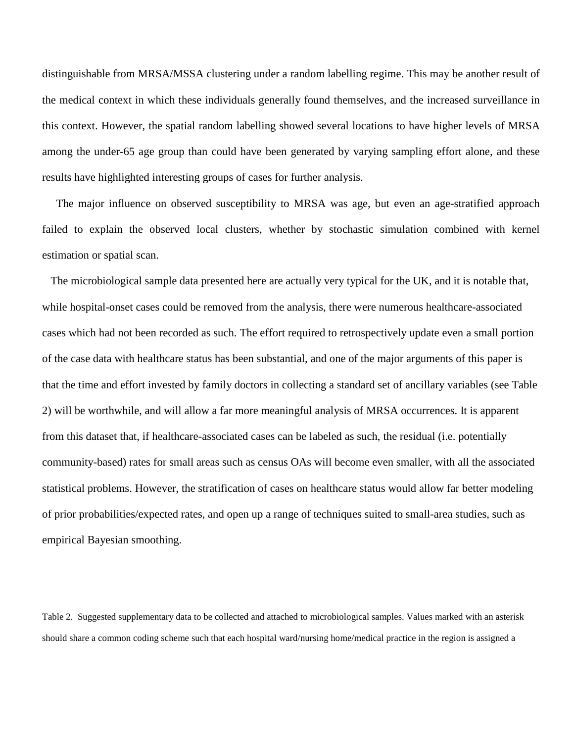distinguishable from MRSA/MSSA clustering under a random labelling regime. This may be another result of the medical context in which these individuals generally found themselves, and the increased surveillance in this context. However, the spatial random labelling showed several locations to have higher levels of MRSA among the under-65 age group than could have been generated by varying sampling effort alone, and these results have highlighted interesting groups of cases for further analysis.

The major influence on observed susceptibility to MRSA was age, but even an age-stratified approach failed to explain the observed local clusters, whether by stochastic simulation combined with kernel estimation or spatial scan.

The microbiological sample data presented here are actually very typical for the UK, and it is notable that, while hospital-onset cases could be removed from the analysis, there were numerous healthcare-associated cases which had not been recorded as such. The effort required to retrospectively update even a small portion of the case data with healthcare status has been substantial, and one of the major arguments of this paper is that the time and effort invested by family doctors in collecting a standard set of ancillary variables (see Table 2) will be worthwhile, and will allow a far more meaningful analysis of MRSA occurrences. It is apparent from this dataset that, if healthcare-associated cases can be labeled as such, the residual (i.e. potentially community-based) rates for small areas such as census OAs will become even smaller, with all the associated statistical problems. However, the stratification of cases on healthcare status would allow far better modeling of prior probabilities/expected rates, and open up a range of techniques suited to small-area studies, such as empirical Bayesian smoothing.

Table 2. Suggested supplementary data to be collected and attached to microbiological samples. Values marked with an asterisk should share a common coding scheme such that each hospital ward/nursing home/medical practice in the region is assigned a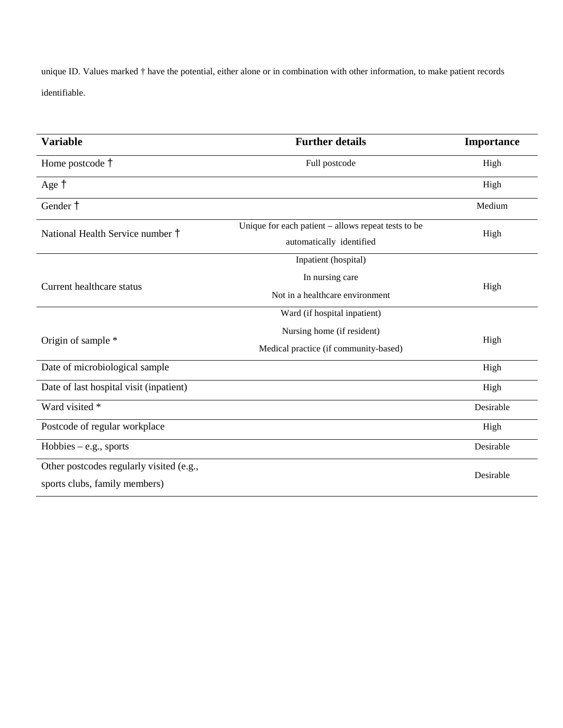unique ID. Values marked † have the potential, either alone or in combination with other information, to make patient records identifiable.

| Variable | Further details | Importance |
| --- | --- | --- |
| Home postcode † | Full postcode | High |
| Age † | | High |
| Gender † | | Medium |
| National Health Service number † | Unique for each patient – allows repeat tests to be automatically identified | High |
| Current healthcare status | Inpatient (hospital)<br>In nursing care<br>Not in a healthcare environment | High |
| Origin of sample * | Ward (if hospital inpatient)<br>Nursing home (if resident)<br>Medical practice (if community-based) | High |
| Date of microbiological sample | | High |
| Date of last hospital visit (inpatient) | | High |
| Ward visited * | | Desirable |
| Postcode of regular workplace | | High |
| Hobbies – e.g., sports | | Desirable |
| Other postcodes regularly visited (e.g., sports clubs, family members) | | Desirable |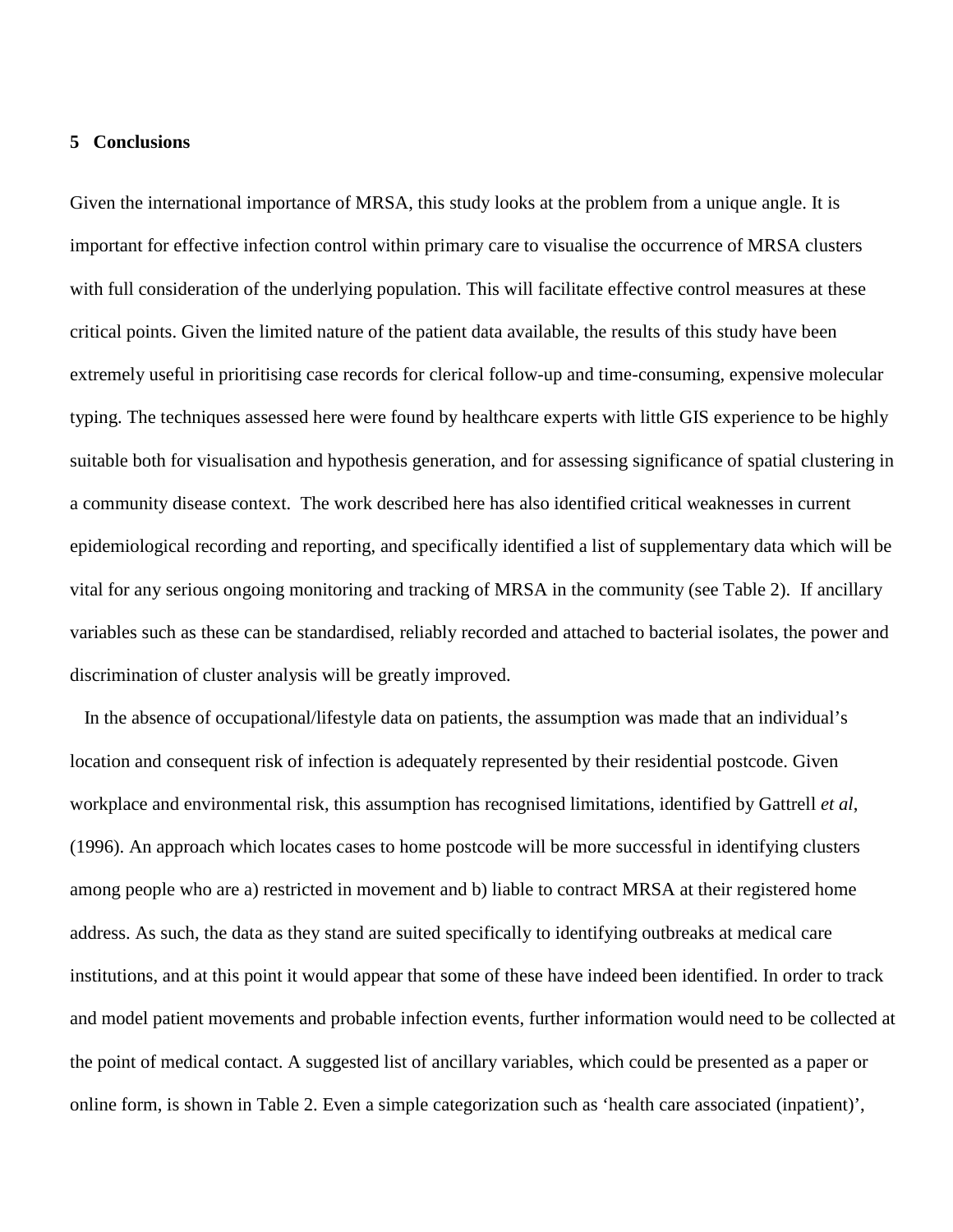## 5 Conclusions

Given the international importance of MRSA, this study looks at the problem from a unique angle. It is important for effective infection control within primary care to visualise the occurrence of MRSA clusters with full consideration of the underlying population. This will facilitate effective control measures at these critical points. Given the limited nature of the patient data available, the results of this study have been extremely useful in prioritising case records for clerical follow-up and time-consuming, expensive molecular typing. The techniques assessed here were found by healthcare experts with little GIS experience to be highly suitable both for visualisation and hypothesis generation, and for assessing significance of spatial clustering in a community disease context. The work described here has also identified critical weaknesses in current epidemiological recording and reporting, and specifically identified a list of supplementary data which will be vital for any serious ongoing monitoring and tracking of MRSA in the community (see Table 2). If ancillary variables such as these can be standardised, reliably recorded and attached to bacterial isolates, the power and discrimination of cluster analysis will be greatly improved.

In the absence of occupational/lifestyle data on patients, the assumption was made that an individual's location and consequent risk of infection is adequately represented by their residential postcode. Given workplace and environmental risk, this assumption has recognised limitations, identified by Gattrell *et al*, (1996). An approach which locates cases to home postcode will be more successful in identifying clusters among people who are a) restricted in movement and b) liable to contract MRSA at their registered home address. As such, the data as they stand are suited specifically to identifying outbreaks at medical care institutions, and at this point it would appear that some of these have indeed been identified. In order to track and model patient movements and probable infection events, further information would need to be collected at the point of medical contact. A suggested list of ancillary variables, which could be presented as a paper or online form, is shown in Table 2. Even a simple categorization such as 'health care associated (inpatient)',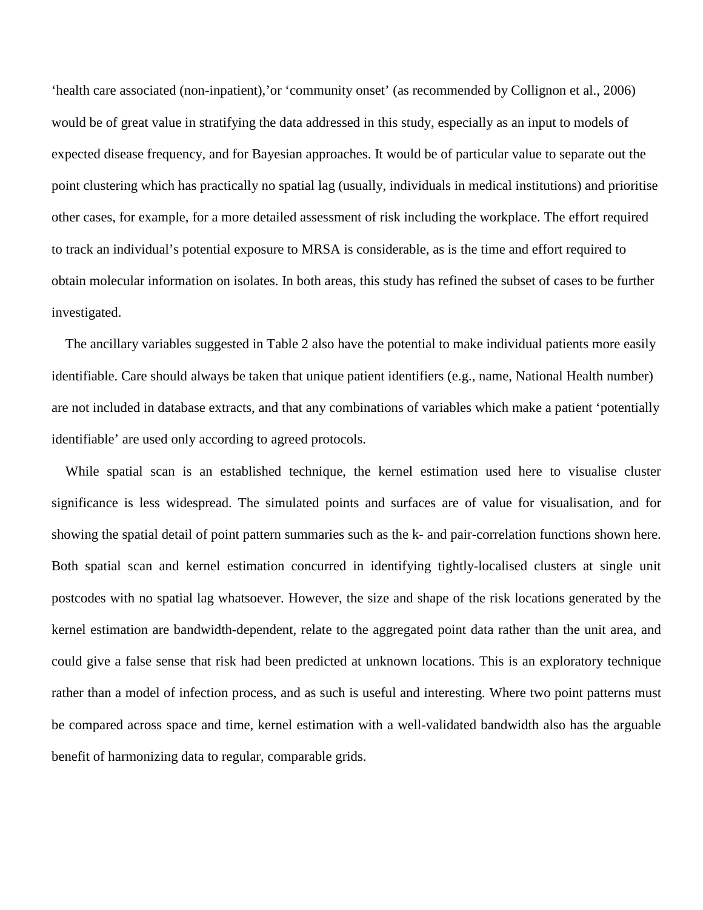'health care associated (non-inpatient),'or 'community onset' (as recommended by Collignon et al., 2006) would be of great value in stratifying the data addressed in this study, especially as an input to models of expected disease frequency, and for Bayesian approaches. It would be of particular value to separate out the point clustering which has practically no spatial lag (usually, individuals in medical institutions) and prioritise other cases, for example, for a more detailed assessment of risk including the workplace. The effort required to track an individual's potential exposure to MRSA is considerable, as is the time and effort required to obtain molecular information on isolates. In both areas, this study has refined the subset of cases to be further investigated.

The ancillary variables suggested in Table 2 also have the potential to make individual patients more easily identifiable. Care should always be taken that unique patient identifiers (e.g., name, National Health number) are not included in database extracts, and that any combinations of variables which make a patient 'potentially identifiable' are used only according to agreed protocols.

While spatial scan is an established technique, the kernel estimation used here to visualise cluster significance is less widespread. The simulated points and surfaces are of value for visualisation, and for showing the spatial detail of point pattern summaries such as the k- and pair-correlation functions shown here. Both spatial scan and kernel estimation concurred in identifying tightly-localised clusters at single unit postcodes with no spatial lag whatsoever. However, the size and shape of the risk locations generated by the kernel estimation are bandwidth-dependent, relate to the aggregated point data rather than the unit area, and could give a false sense that risk had been predicted at unknown locations. This is an exploratory technique rather than a model of infection process, and as such is useful and interesting. Where two point patterns must be compared across space and time, kernel estimation with a well-validated bandwidth also has the arguable benefit of harmonizing data to regular, comparable grids.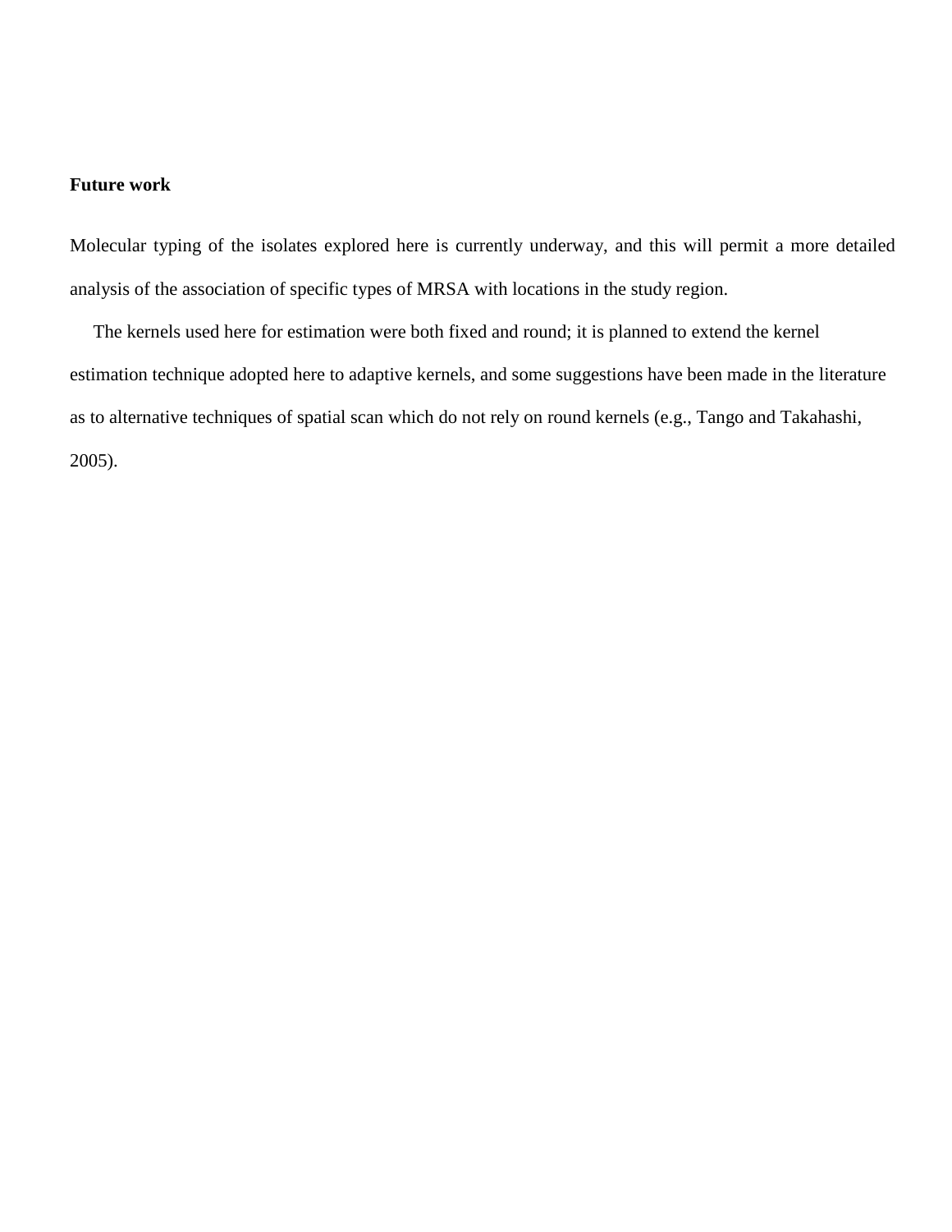**Future work**

Molecular typing of the isolates explored here is currently underway, and this will permit a more detailed analysis of the association of specific types of MRSA with locations in the study region.

The kernels used here for estimation were both fixed and round; it is planned to extend the kernel estimation technique adopted here to adaptive kernels, and some suggestions have been made in the literature as to alternative techniques of spatial scan which do not rely on round kernels (e.g., Tango and Takahashi, 2005).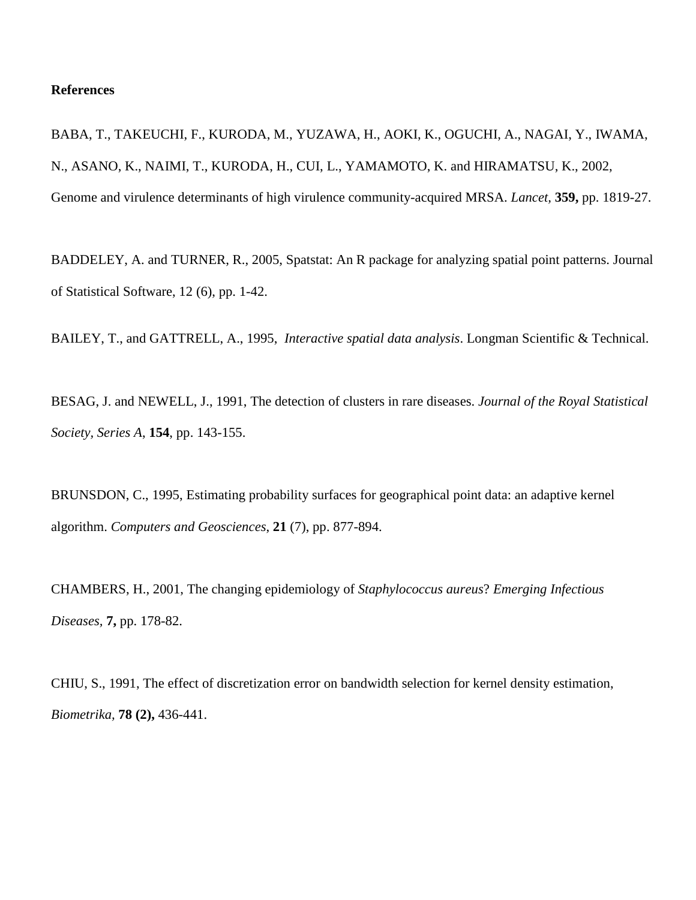**References**

BABA, T., TAKEUCHI, F., KURODA, M., YUZAWA, H., AOKI, K., OGUCHI, A., NAGAI, Y., IWAMA, N., ASANO, K., NAIMI, T., KURODA, H., CUI, L., YAMAMOTO, K. and HIRAMATSU, K., 2002, Genome and virulence determinants of high virulence community-acquired MRSA. *Lancet,* **359,** pp. 1819-27.

BADDELEY, A. and TURNER, R., 2005, Spatstat: An R package for analyzing spatial point patterns. Journal of Statistical Software, 12 (6), pp. 1-42.

BAILEY, T., and GATTRELL, A., 1995, *Interactive spatial data analysis*. Longman Scientific & Technical.

BESAG, J. and NEWELL, J., 1991, The detection of clusters in rare diseases. *Journal of the Royal Statistical Society, Series A*, **154**, pp. 143-155.

BRUNSDON, C., 1995, Estimating probability surfaces for geographical point data: an adaptive kernel algorithm. *Computers and Geosciences*, **21** (7), pp. 877-894.

CHAMBERS, H., 2001, The changing epidemiology of *Staphylococcus aureus*? *Emerging Infectious Diseases,* **7,** pp. 178-82.

CHIU, S., 1991, The effect of discretization error on bandwidth selection for kernel density estimation, *Biometrika,* **78 (2),** 436-441.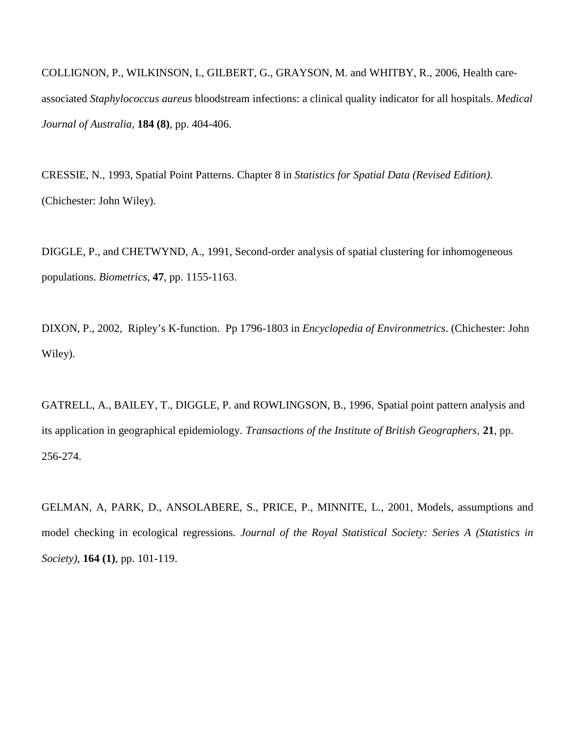COLLIGNON, P., WILKINSON, I., GILBERT, G., GRAYSON, M. and WHITBY, R., 2006, Health care-associated *Staphylococcus aureus* bloodstream infections: a clinical quality indicator for all hospitals. *Medical Journal of Australia*, **184 (8)**, pp. 404-406.

CRESSIE, N., 1993, Spatial Point Patterns. Chapter 8 in *Statistics for Spatial Data (Revised Edition)*. (Chichester: John Wiley).

DIGGLE, P., and CHETWYND, A., 1991, Second-order analysis of spatial clustering for inhomogeneous populations. *Biometrics*, **47**, pp. 1155-1163.

DIXON, P., 2002, Ripley's K-function. Pp 1796-1803 in *Encyclopedia of Environmetrics*. (Chichester: John Wiley).

GATRELL, A., BAILEY, T., DIGGLE, P. and ROWLINGSON, B., 1996, Spatial point pattern analysis and its application in geographical epidemiology. *Transactions of the Institute of British Geographers*, **21**, pp. 256-274.

GELMAN, A, PARK, D., ANSOLABERE, S., PRICE, P., MINNITE, L., 2001, Models, assumptions and model checking in ecological regressions. *Journal of the Royal Statistical Society: Series A (Statistics in Society)*, **164 (1)**, pp. 101-119.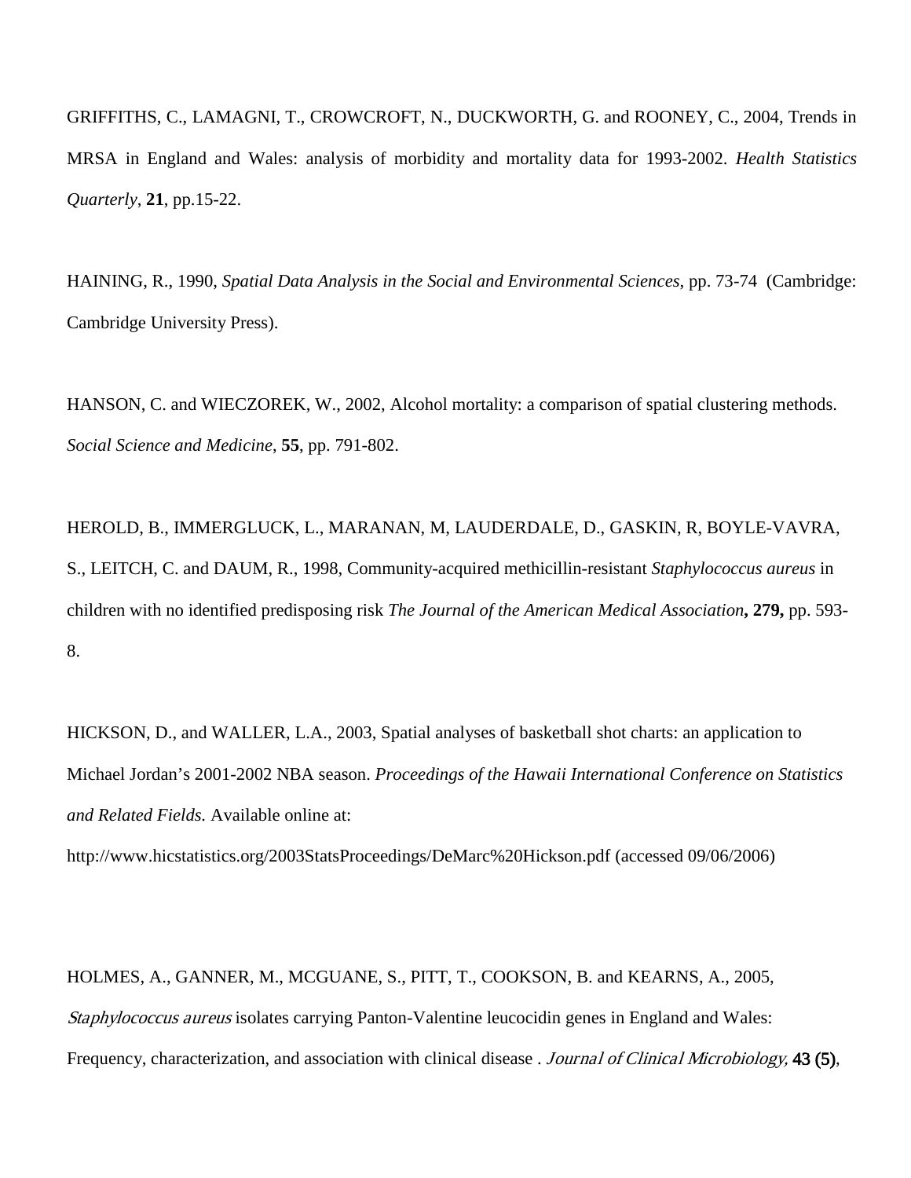GRIFFITHS, C., LAMAGNI, T., CROWCROFT, N., DUCKWORTH, G. and ROONEY, C., 2004, Trends in MRSA in England and Wales: analysis of morbidity and mortality data for 1993-2002. *Health Statistics Quarterly*, **21**, pp.15-22.

HAINING, R., 1990, *Spatial Data Analysis in the Social and Environmental Sciences*, pp. 73-74 (Cambridge: Cambridge University Press).

HANSON, C. and WIECZOREK, W., 2002, Alcohol mortality: a comparison of spatial clustering methods. *Social Science and Medicine*, **55**, pp. 791-802.

HEROLD, B., IMMERGLUCK, L., MARANAN, M, LAUDERDALE, D., GASKIN, R, BOYLE-VAVRA, S., LEITCH, C. and DAUM, R., 1998, Community-acquired methicillin-resistant *Staphylococcus aureus* in children with no identified predisposing risk *The Journal of the American Medical Association***, 279,** pp. 593-8.

HICKSON, D., and WALLER, L.A., 2003, Spatial analyses of basketball shot charts: an application to Michael Jordan's 2001-2002 NBA season. *Proceedings of the Hawaii International Conference on Statistics and Related Fields.* Available online at: http://www.hicstatistics.org/2003StatsProceedings/DeMarc%20Hickson.pdf (accessed 09/06/2006)

HOLMES, A., GANNER, M., MCGUANE, S., PITT, T., COOKSON, B. and KEARNS, A., 2005, *Staphylococcus aureus* isolates carrying Panton-Valentine leucocidin genes in England and Wales: Frequency, characterization, and association with clinical disease . *Journal of Clinical Microbiology,* **43 (5)**,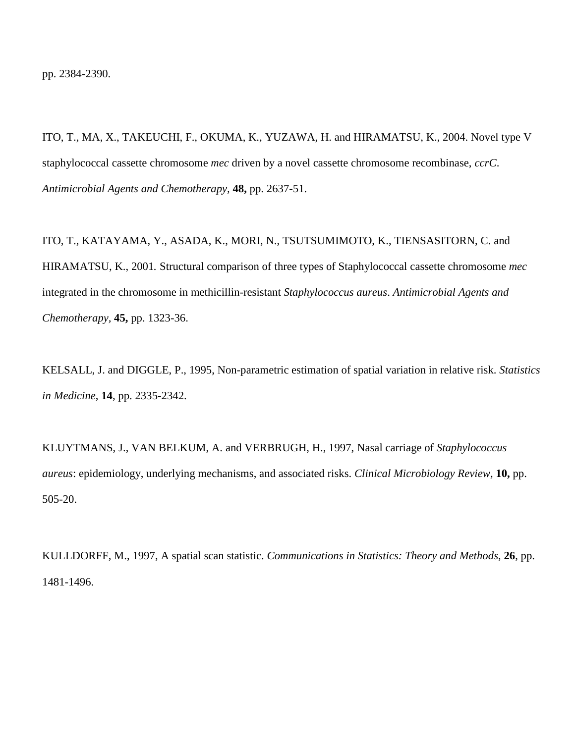pp. 2384-2390.

ITO, T., MA, X., TAKEUCHI, F., OKUMA, K., YUZAWA, H. and HIRAMATSU, K., 2004. Novel type V staphylococcal cassette chromosome *mec* driven by a novel cassette chromosome recombinase, *ccrC*. *Antimicrobial Agents and Chemotherapy*, **48,** pp. 2637-51.

ITO, T., KATAYAMA, Y., ASADA, K., MORI, N., TSUTSUMIMOTO, K., TIENSASITORN, C. and HIRAMATSU, K., 2001*.* Structural comparison of three types of Staphylococcal cassette chromosome *mec* integrated in the chromosome in methicillin-resistant *Staphylococcus aureus*. *Antimicrobial Agents and Chemotherapy*, **45,** pp. 1323-36.

KELSALL, J. and DIGGLE, P., 1995, Non-parametric estimation of spatial variation in relative risk. *Statistics in Medicine*, **14**, pp. 2335-2342.

KLUYTMANS, J., VAN BELKUM, A. and VERBRUGH, H., 1997, Nasal carriage of *Staphylococcus aureus*: epidemiology, underlying mechanisms, and associated risks. *Clinical Microbiology Review*, **10,** pp. 505-20.

KULLDORFF, M., 1997, A spatial scan statistic. *Communications in Statistics: Theory and Methods*, **26**, pp. 1481-1496.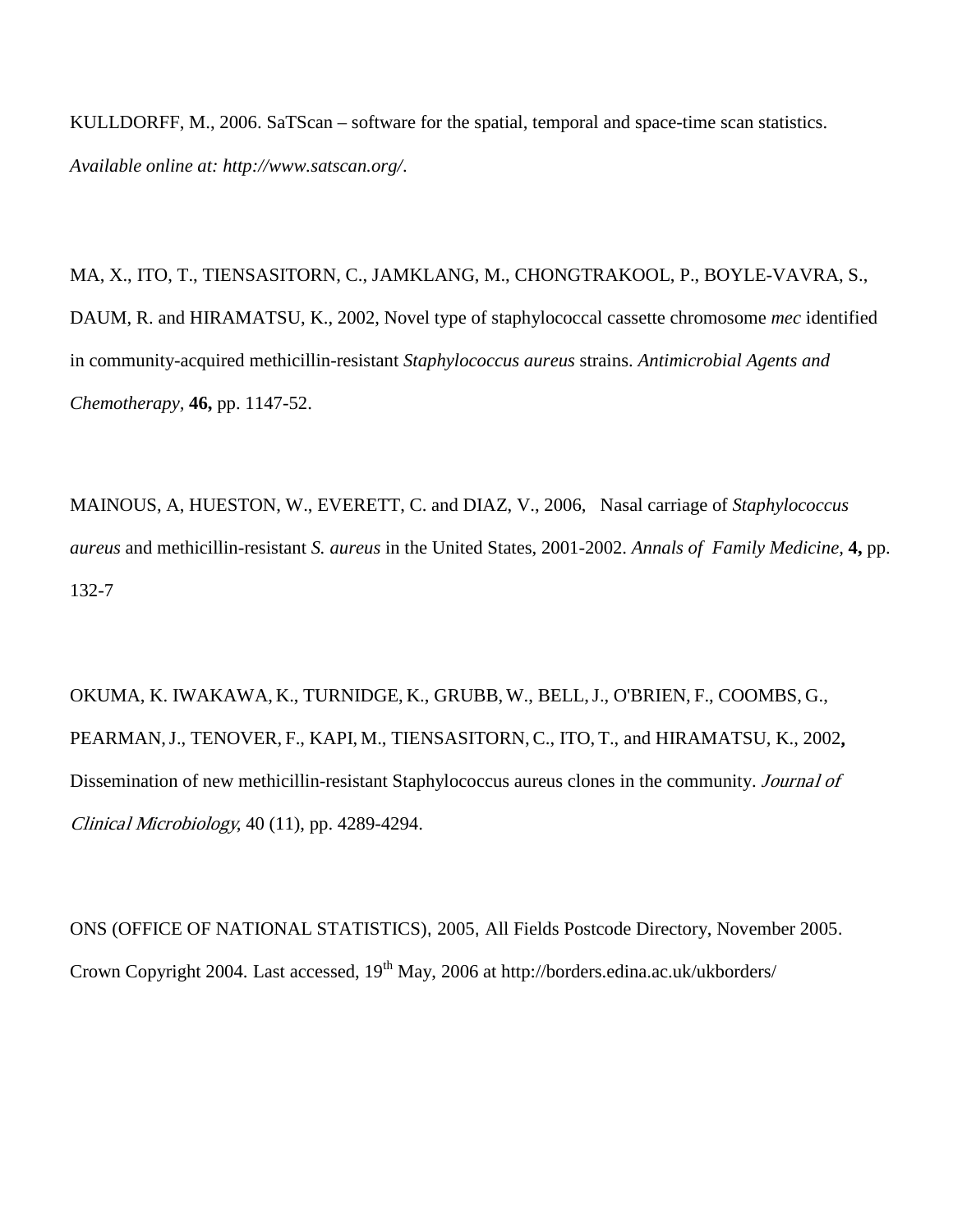KULLDORFF, M., 2006. SaTScan – software for the spatial, temporal and space-time scan statistics. *Available online at: http://www.satscan.org/*.

MA, X., ITO, T., TIENSASITORN, C., JAMKLANG, M., CHONGTRAKOOL, P., BOYLE-VAVRA, S., DAUM, R. and HIRAMATSU, K., 2002, Novel type of staphylococcal cassette chromosome *mec* identified in community-acquired methicillin-resistant *Staphylococcus aureus* strains. *Antimicrobial Agents and Chemotherapy,* **46,** pp. 1147-52.

MAINOUS, A, HUESTON, W., EVERETT, C. and DIAZ, V., 2006, Nasal carriage of *Staphylococcus aureus* and methicillin-resistant *S. aureus* in the United States, 2001-2002. *Annals of Family Medicine*, **4,** pp. 132-7

OKUMA, K. IWAKAWA, K., TURNIDGE, K., GRUBB, W., BELL, J., O'BRIEN, F., COOMBS, G., PEARMAN, J., TENOVER, F., KAPI, M., TIENSASITORN, C., ITO, T., and HIRAMATSU, K., 2002**,** Dissemination of new methicillin-resistant Staphylococcus aureus clones in the community. *Journal of Clinical Microbiology*, 40 (11), pp. 4289-4294.

ONS (OFFICE OF NATIONAL STATISTICS), 2005, All Fields Postcode Directory, November 2005. Crown Copyright 2004. Last accessed, 19th May, 2006 at http://borders.edina.ac.uk/ukborders/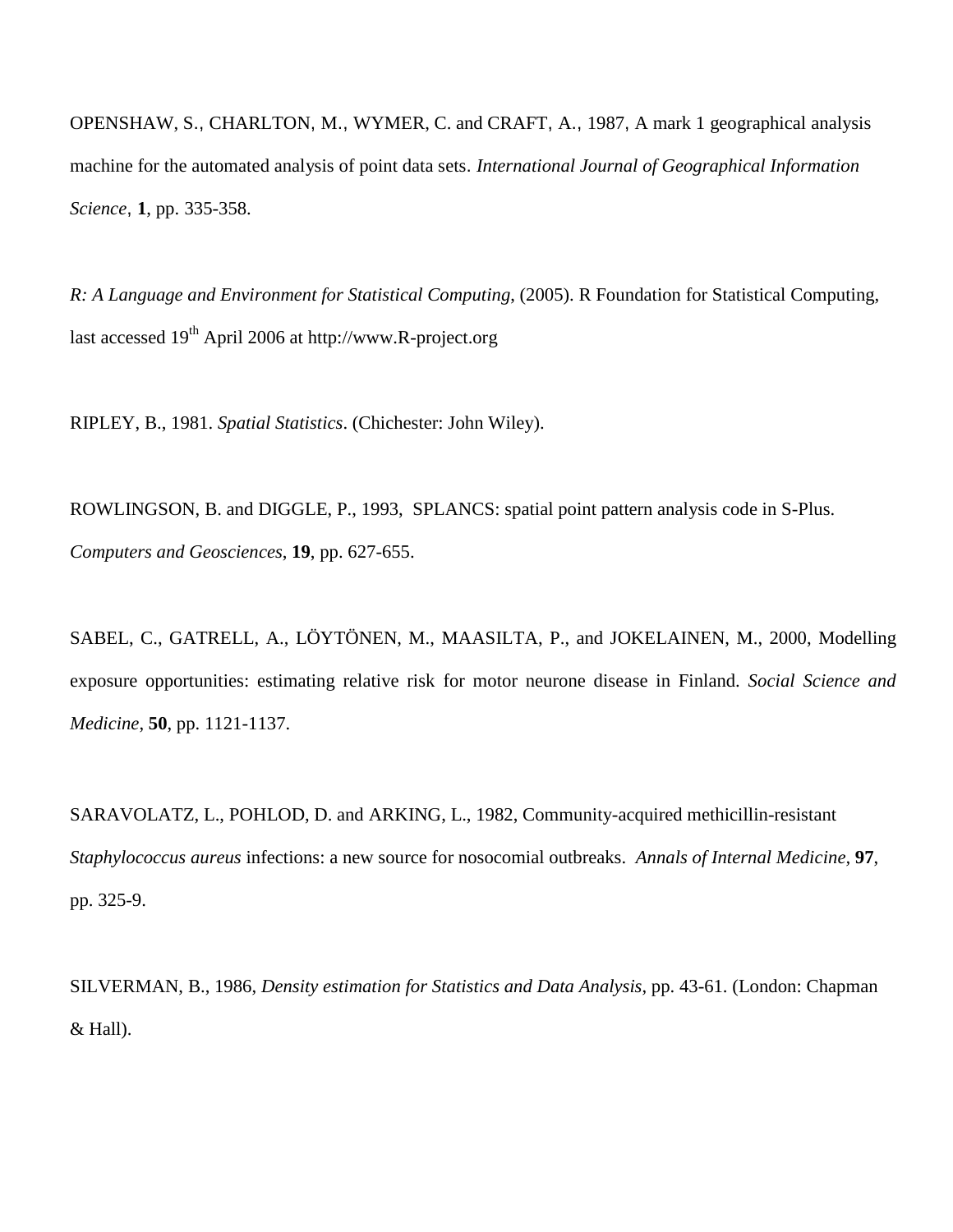OPENSHAW, S., CHARLTON, M., WYMER, C. and CRAFT, A., 1987, A mark 1 geographical analysis machine for the automated analysis of point data sets. *International Journal of Geographical Information Science*, **1**, pp. 335-358.

*R: A Language and Environment for Statistical Computing*, (2005). R Foundation for Statistical Computing, last accessed 19th April 2006 at http://www.R-project.org

RIPLEY, B., 1981. *Spatial Statistics*. (Chichester: John Wiley).

ROWLINGSON, B. and DIGGLE, P., 1993, SPLANCS: spatial point pattern analysis code in S-Plus. *Computers and Geosciences*, **19**, pp. 627-655.

SABEL, C., GATRELL, A., LÖYTÖNEN, M., MAASILTA, P., and JOKELAINEN, M., 2000, Modelling exposure opportunities: estimating relative risk for motor neurone disease in Finland. *Social Science and Medicine*, **50**, pp. 1121-1137.

SARAVOLATZ, L., POHLOD, D. and ARKING, L., 1982, Community-acquired methicillin-resistant *Staphylococcus aureus* infections: a new source for nosocomial outbreaks. *Annals of Internal Medicine*, **97**, pp. 325-9.

SILVERMAN, B., 1986, *Density estimation for Statistics and Data Analysis*, pp. 43-61. (London: Chapman & Hall).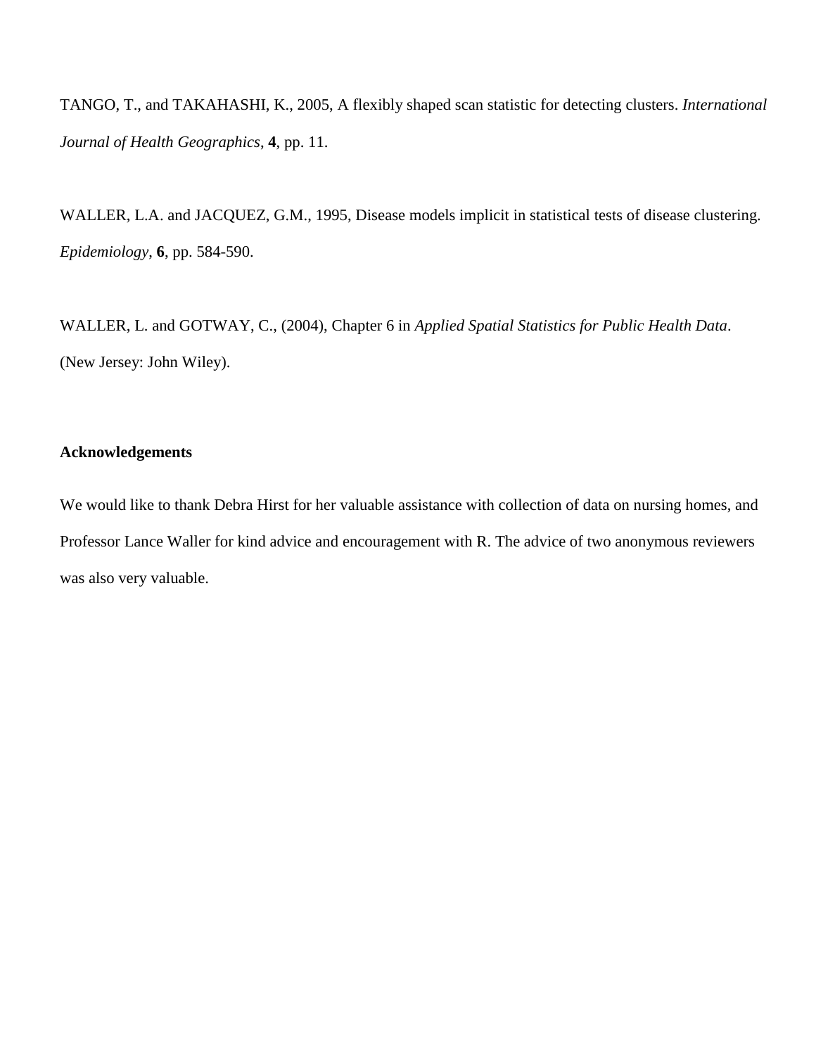TANGO, T., and TAKAHASHI, K., 2005, A flexibly shaped scan statistic for detecting clusters. *International Journal of Health Geographics*, **4**, pp. 11.

WALLER, L.A. and JACQUEZ, G.M., 1995, Disease models implicit in statistical tests of disease clustering. *Epidemiology*, **6**, pp. 584-590.

WALLER, L. and GOTWAY, C., (2004), Chapter 6 in *Applied Spatial Statistics for Public Health Data*. (New Jersey: John Wiley).

**Acknowledgements**

We would like to thank Debra Hirst for her valuable assistance with collection of data on nursing homes, and Professor Lance Waller for kind advice and encouragement with R. The advice of two anonymous reviewers was also very valuable.